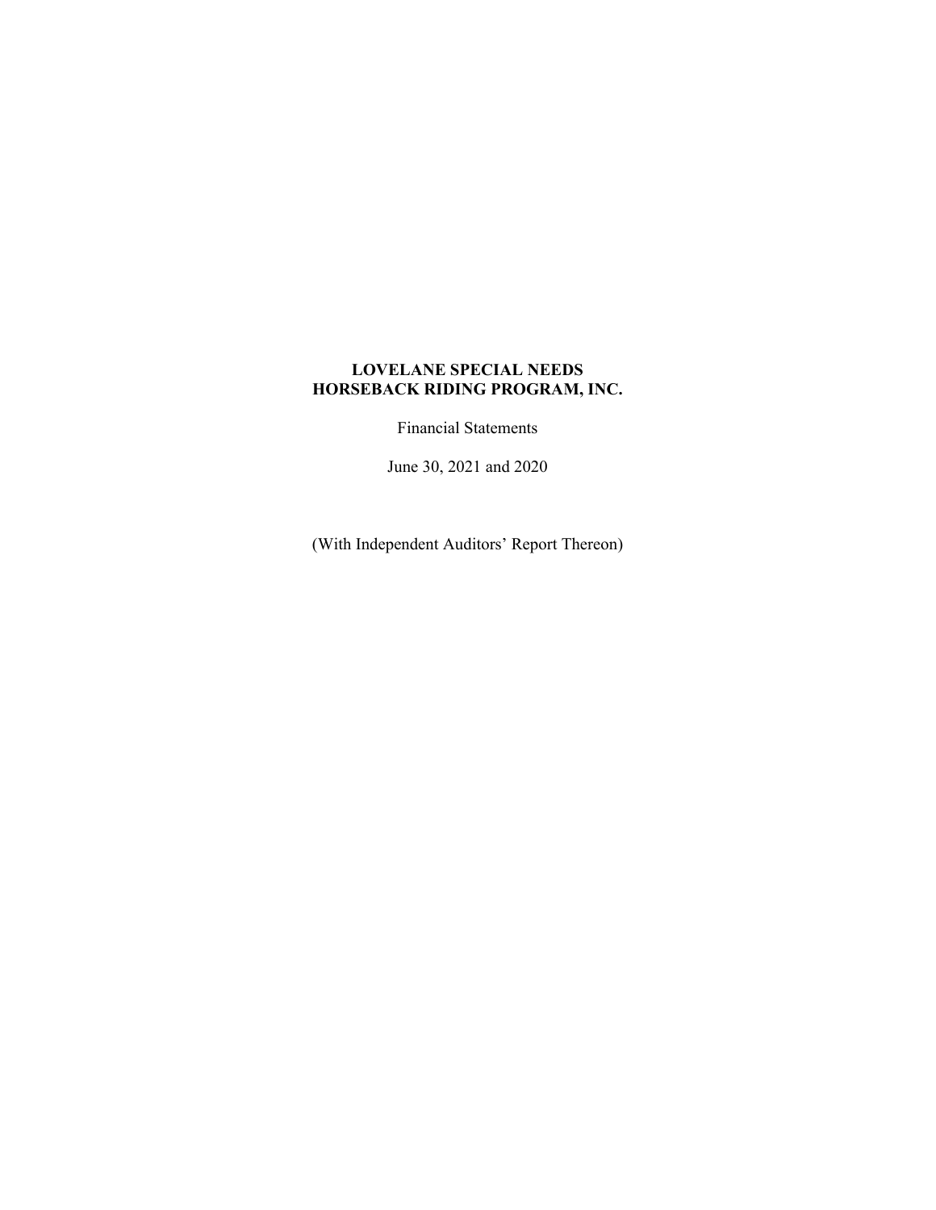# LOVELANE SPECIAL NEEDS HORSEBACK RIDING PROGRAM, INC.

Financial Statements

June 30, 2021 and 2020

(With Independent Auditors' Report Thereon)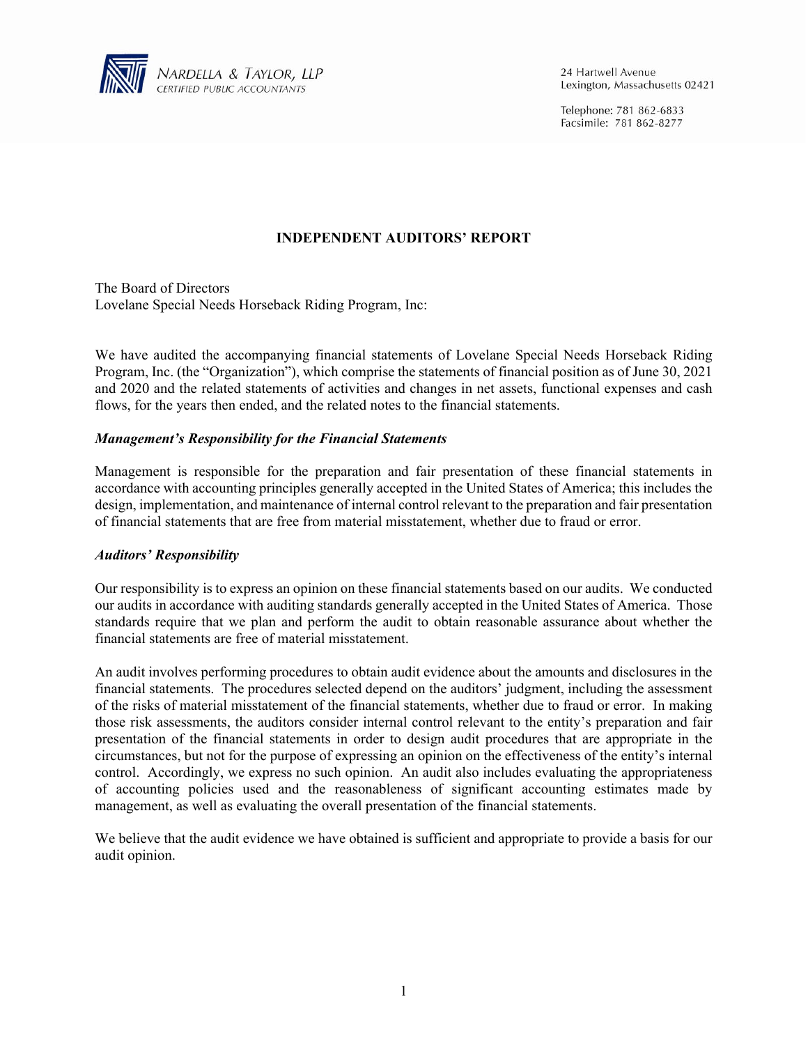NARDELLA & TAYLOR, LLP
CERTIFIED PUBLIC ACCOUNTANTS

24 Hartwell Avenue
Lexington, Massachusetts 02421

Telephone: 781 862-6833
Facsimile: 781 862-8277

## INDEPENDENT AUDITORS' REPORT

The Board of Directors
Lovelane Special Needs Horseback Riding Program, Inc:

We have audited the accompanying financial statements of Lovelane Special Needs Horseback Riding Program, Inc. (the "Organization"), which comprise the statements of financial position as of June 30, 2021 and 2020 and the related statements of activities and changes in net assets, functional expenses and cash flows, for the years then ended, and the related notes to the financial statements.

### *Management's Responsibility for the Financial Statements*

Management is responsible for the preparation and fair presentation of these financial statements in accordance with accounting principles generally accepted in the United States of America; this includes the design, implementation, and maintenance of internal control relevant to the preparation and fair presentation of financial statements that are free from material misstatement, whether due to fraud or error.

### *Auditors' Responsibility*

Our responsibility is to express an opinion on these financial statements based on our audits. We conducted our audits in accordance with auditing standards generally accepted in the United States of America. Those standards require that we plan and perform the audit to obtain reasonable assurance about whether the financial statements are free of material misstatement.

An audit involves performing procedures to obtain audit evidence about the amounts and disclosures in the financial statements. The procedures selected depend on the auditors' judgment, including the assessment of the risks of material misstatement of the financial statements, whether due to fraud or error. In making those risk assessments, the auditors consider internal control relevant to the entity's preparation and fair presentation of the financial statements in order to design audit procedures that are appropriate in the circumstances, but not for the purpose of expressing an opinion on the effectiveness of the entity's internal control. Accordingly, we express no such opinion. An audit also includes evaluating the appropriateness of accounting policies used and the reasonableness of significant accounting estimates made by management, as well as evaluating the overall presentation of the financial statements.

We believe that the audit evidence we have obtained is sufficient and appropriate to provide a basis for our audit opinion.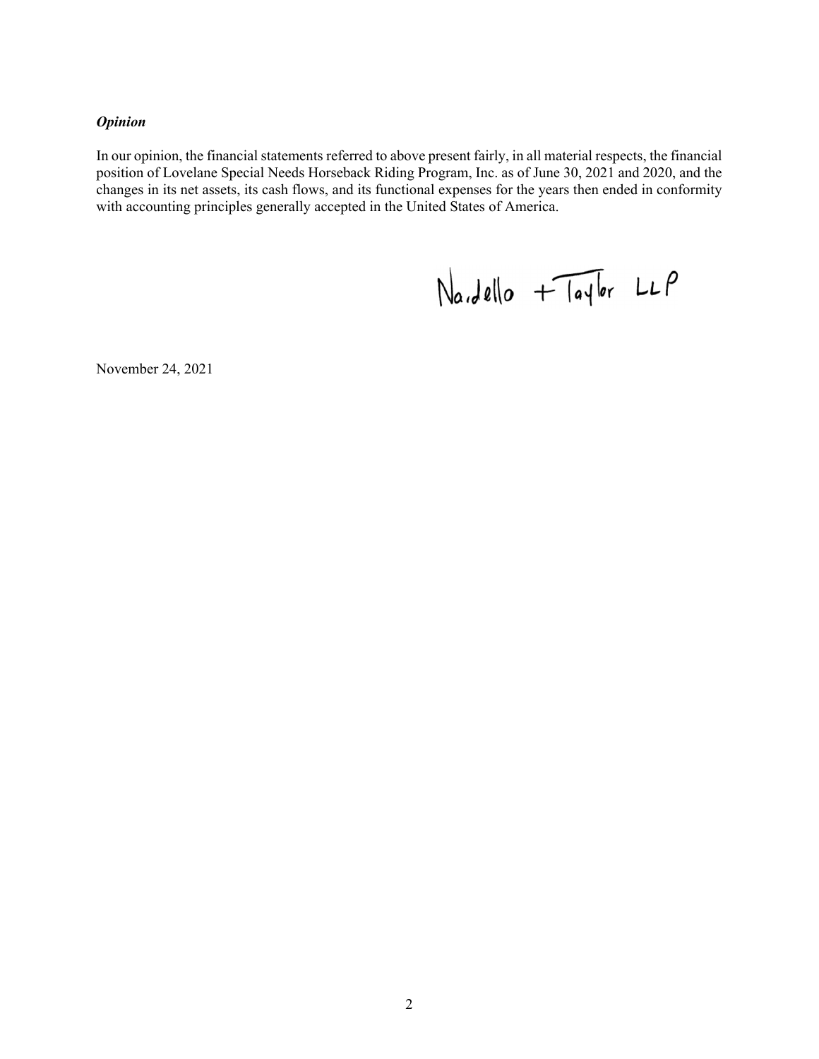***Opinion***

In our opinion, the financial statements referred to above present fairly, in all material respects, the financial position of Lovelane Special Needs Horseback Riding Program, Inc. as of June 30, 2021 and 2020, and the changes in its net assets, its cash flows, and its functional expenses for the years then ended in conformity with accounting principles generally accepted in the United States of America.

Nardello + Taylor LLP

November 24, 2021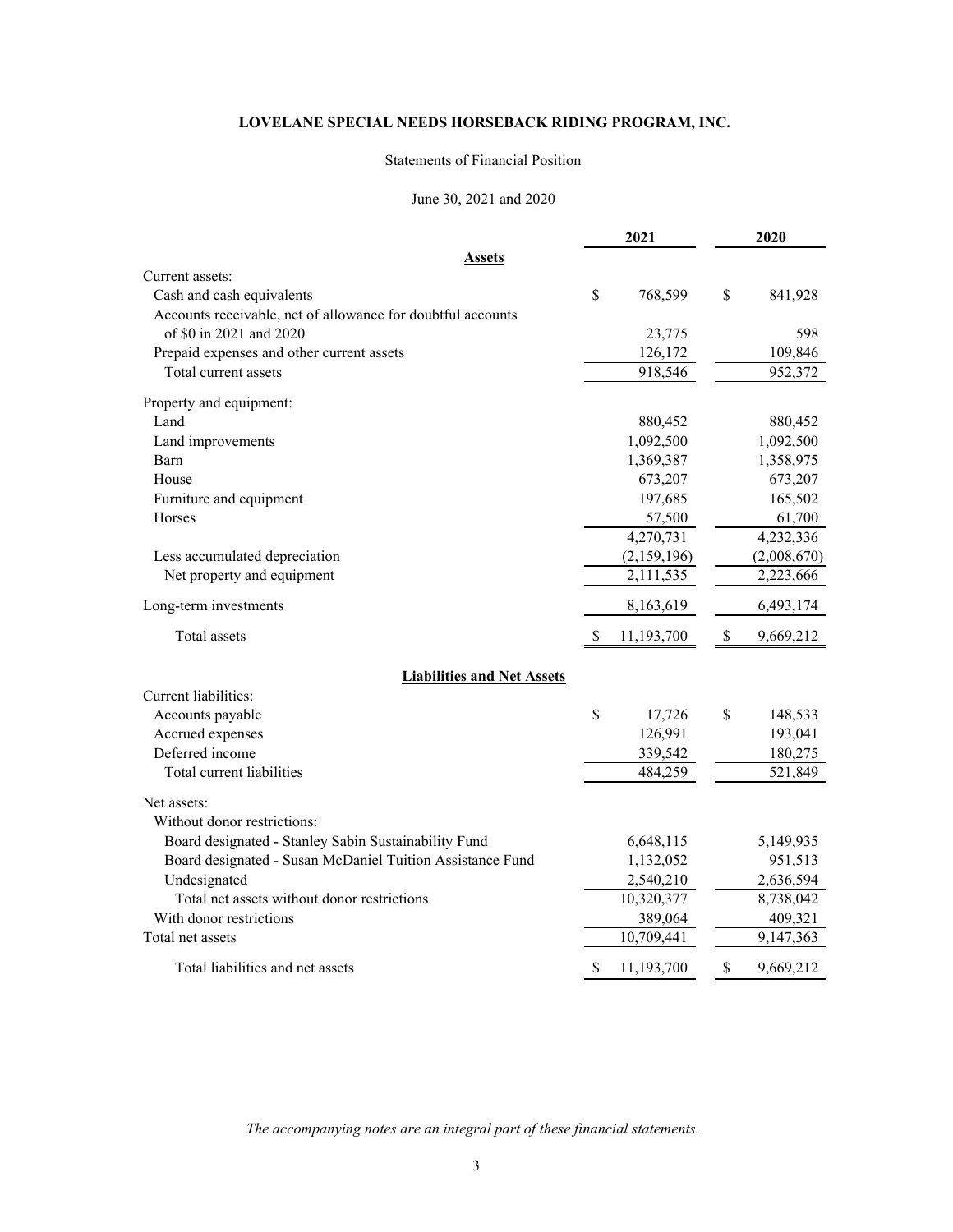# LOVELANE SPECIAL NEEDS HORSEBACK RIDING PROGRAM, INC.

Statements of Financial Position

June 30, 2021 and 2020

| | 2021 | 2020 |
|---|---|---|
| **Assets** | | |
| Current assets: | | |
| Cash and cash equivalents | $ 768,599 | $ 841,928 |
| Accounts receivable, net of allowance for doubtful accounts of $0 in 2021 and 2020 | 23,775 | 598 |
| Prepaid expenses and other current assets | 126,172 | 109,846 |
| Total current assets | 918,546 | 952,372 |
| Property and equipment: | | |
| Land | 880,452 | 880,452 |
| Land improvements | 1,092,500 | 1,092,500 |
| Barn | 1,369,387 | 1,358,975 |
| House | 673,207 | 673,207 |
| Furniture and equipment | 197,685 | 165,502 |
| Horses | 57,500 | 61,700 |
| | 4,270,731 | 4,232,336 |
| Less accumulated depreciation | (2,159,196) | (2,008,670) |
| Net property and equipment | 2,111,535 | 2,223,666 |
| Long-term investments | 8,163,619 | 6,493,174 |
| Total assets | $ 11,193,700 | $ 9,669,212 |
| **Liabilities and Net Assets** | | |
| Current liabilities: | | |
| Accounts payable | $ 17,726 | $ 148,533 |
| Accrued expenses | 126,991 | 193,041 |
| Deferred income | 339,542 | 180,275 |
| Total current liabilities | 484,259 | 521,849 |
| Net assets: | | |
| Without donor restrictions: | | |
| Board designated - Stanley Sabin Sustainability Fund | 6,648,115 | 5,149,935 |
| Board designated - Susan McDaniel Tuition Assistance Fund | 1,132,052 | 951,513 |
| Undesignated | 2,540,210 | 2,636,594 |
| Total net assets without donor restrictions | 10,320,377 | 8,738,042 |
| With donor restrictions | 389,064 | 409,321 |
| Total net assets | 10,709,441 | 9,147,363 |
| Total liabilities and net assets | $ 11,193,700 | $ 9,669,212 |

*The accompanying notes are an integral part of these financial statements.*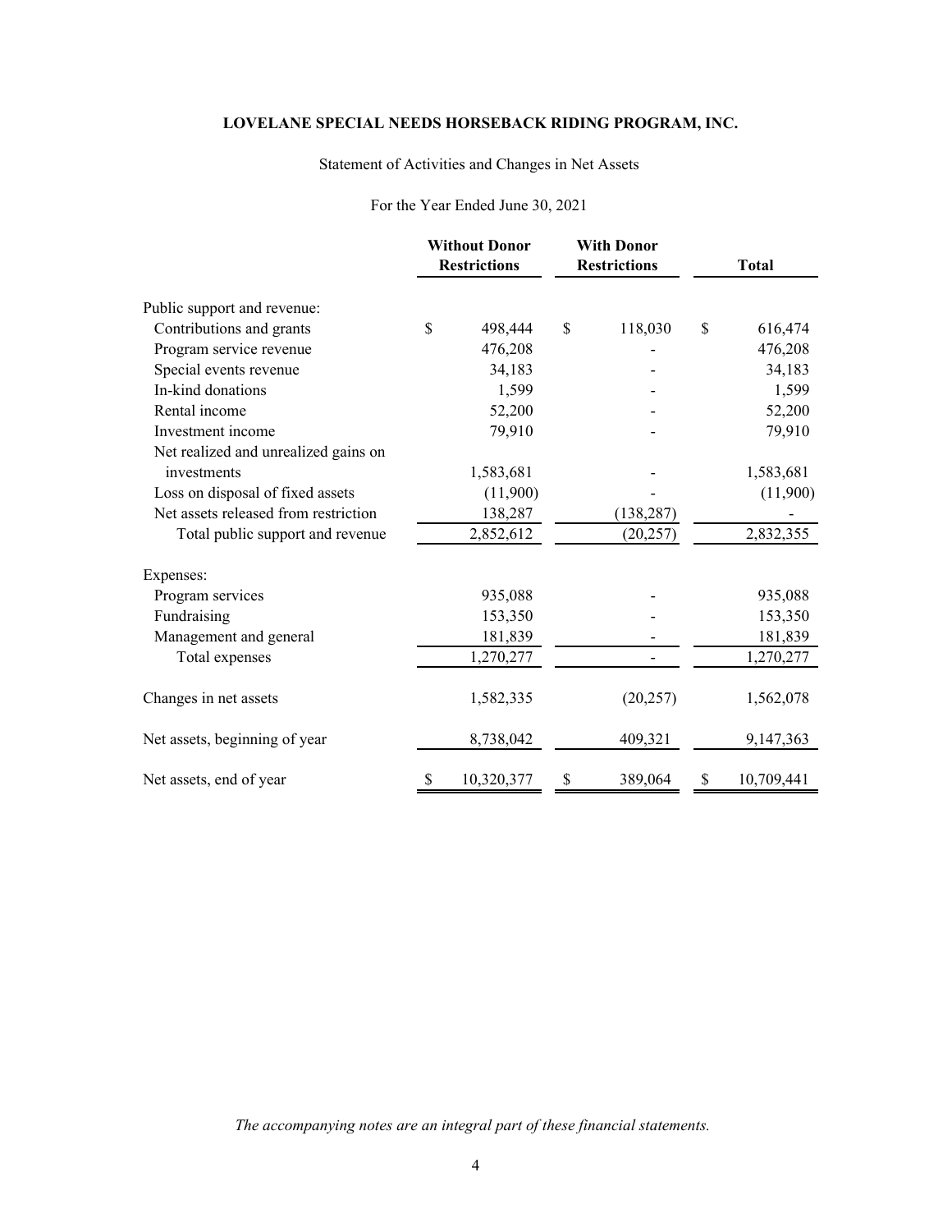**LOVELANE SPECIAL NEEDS HORSEBACK RIDING PROGRAM, INC.**

Statement of Activities and Changes in Net Assets

For the Year Ended June 30, 2021

| | Without Donor Restrictions | With Donor Restrictions | Total |
|---|---|---|---|
| Public support and revenue: | | | |
| Contributions and grants | $ 498,444 | $ 118,030 | $ 616,474 |
| Program service revenue | 476,208 | - | 476,208 |
| Special events revenue | 34,183 | - | 34,183 |
| In-kind donations | 1,599 | - | 1,599 |
| Rental income | 52,200 | - | 52,200 |
| Investment income | 79,910 | - | 79,910 |
| Net realized and unrealized gains on investments | 1,583,681 | - | 1,583,681 |
| Loss on disposal of fixed assets | (11,900) | - | (11,900) |
| Net assets released from restriction | 138,287 | (138,287) | - |
| Total public support and revenue | 2,852,612 | (20,257) | 2,832,355 |
| Expenses: | | | |
| Program services | 935,088 | - | 935,088 |
| Fundraising | 153,350 | - | 153,350 |
| Management and general | 181,839 | - | 181,839 |
| Total expenses | 1,270,277 | - | 1,270,277 |
| Changes in net assets | 1,582,335 | (20,257) | 1,562,078 |
| Net assets, beginning of year | 8,738,042 | 409,321 | 9,147,363 |
| Net assets, end of year | $ 10,320,377 | $ 389,064 | $ 10,709,441 |

*The accompanying notes are an integral part of these financial statements.*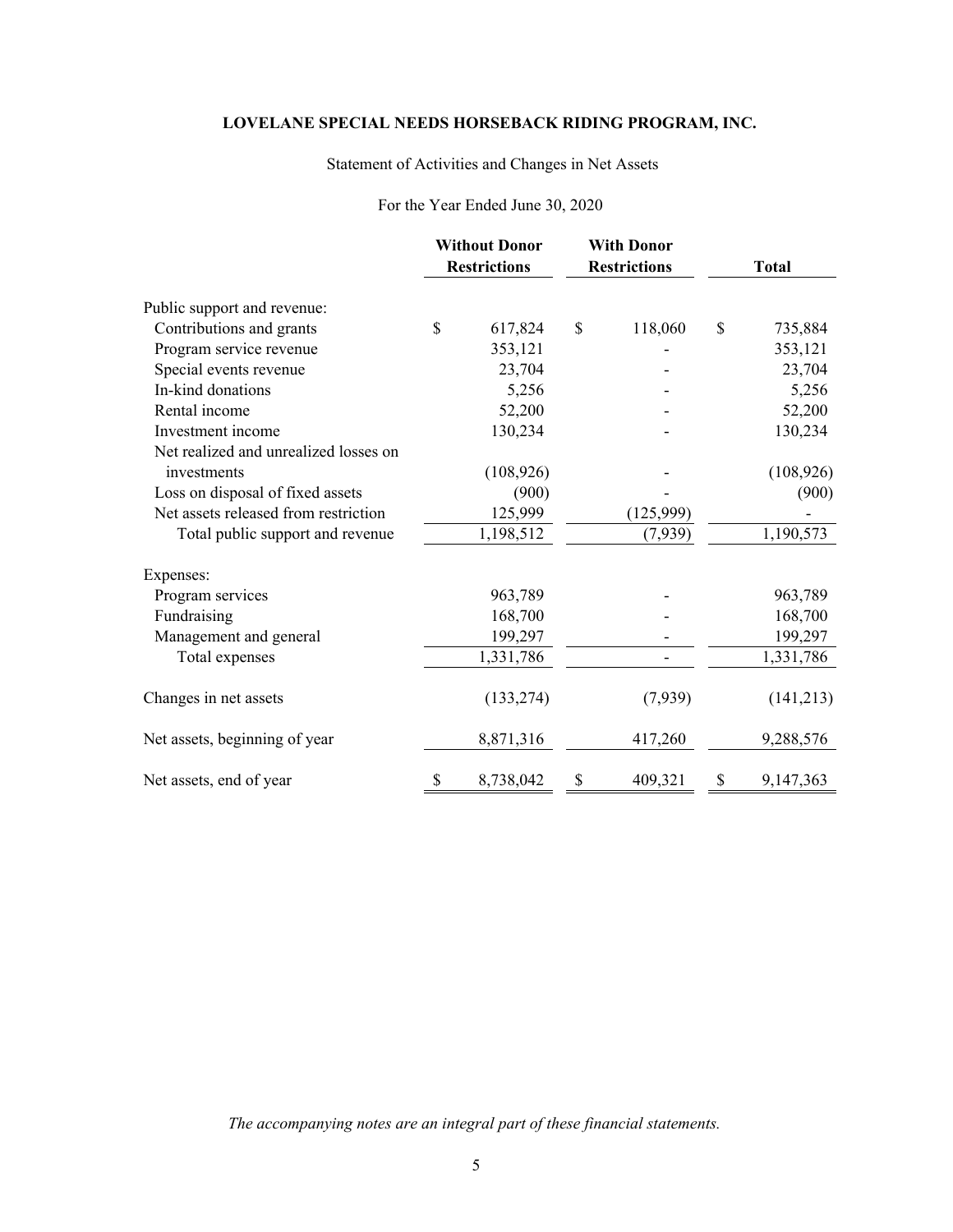**LOVELANE SPECIAL NEEDS HORSEBACK RIDING PROGRAM, INC.**

Statement of Activities and Changes in Net Assets

For the Year Ended June 30, 2020

| | Without Donor Restrictions | With Donor Restrictions | Total |
|---|---|---|---|
| Public support and revenue: | | | |
| Contributions and grants | $ 617,824 | $ 118,060 | $ 735,884 |
| Program service revenue | 353,121 | - | 353,121 |
| Special events revenue | 23,704 | - | 23,704 |
| In-kind donations | 5,256 | - | 5,256 |
| Rental income | 52,200 | - | 52,200 |
| Investment income | 130,234 | - | 130,234 |
| Net realized and unrealized losses on investments | (108,926) | - | (108,926) |
| Loss on disposal of fixed assets | (900) | - | (900) |
| Net assets released from restriction | 125,999 | (125,999) | - |
| Total public support and revenue | 1,198,512 | (7,939) | 1,190,573 |
| Expenses: | | | |
| Program services | 963,789 | - | 963,789 |
| Fundraising | 168,700 | - | 168,700 |
| Management and general | 199,297 | - | 199,297 |
| Total expenses | 1,331,786 | - | 1,331,786 |
| Changes in net assets | (133,274) | (7,939) | (141,213) |
| Net assets, beginning of year | 8,871,316 | 417,260 | 9,288,576 |
| Net assets, end of year | $ 8,738,042 | $ 409,321 | $ 9,147,363 |

*The accompanying notes are an integral part of these financial statements.*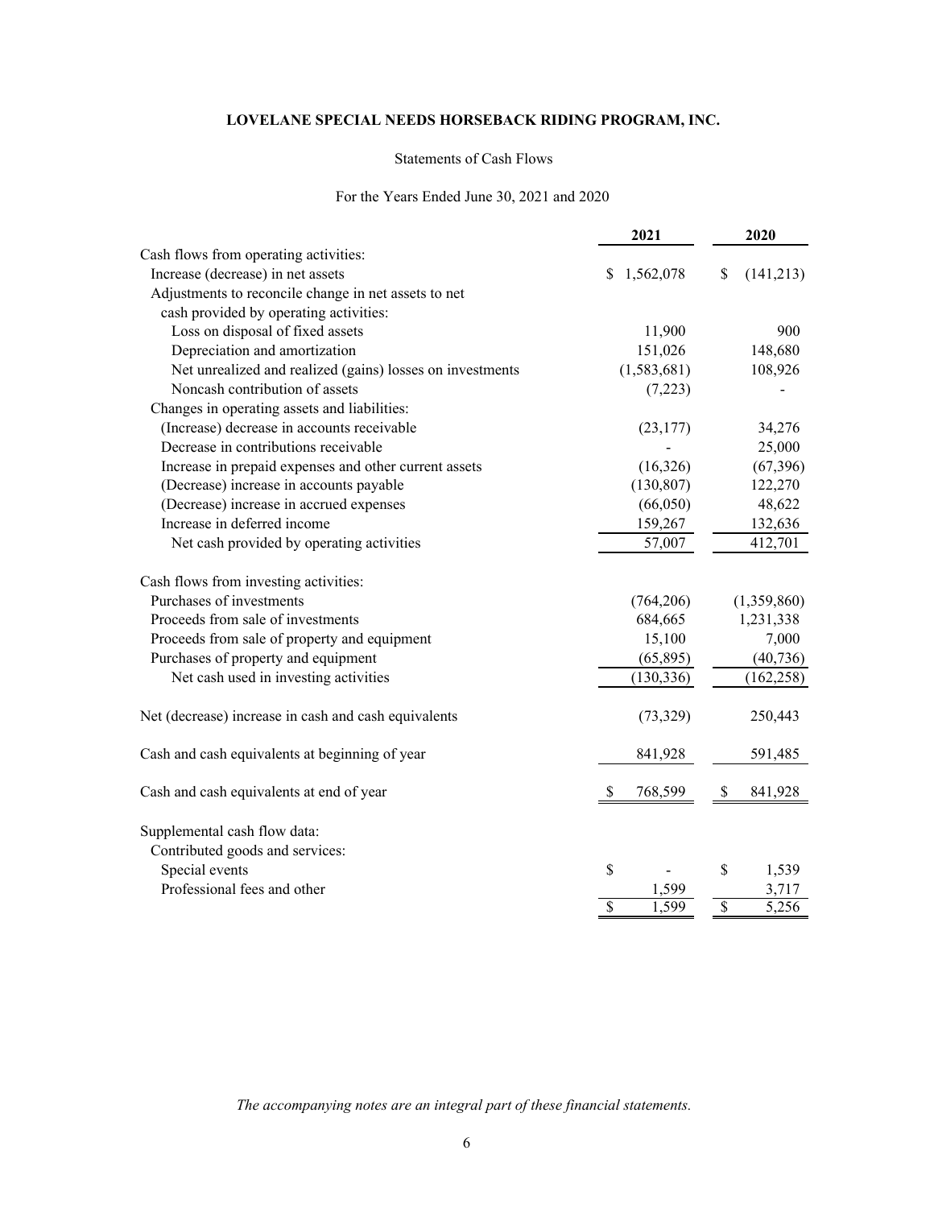**LOVELANE SPECIAL NEEDS HORSEBACK RIDING PROGRAM, INC.**

Statements of Cash Flows

For the Years Ended June 30, 2021 and 2020

| | 2021 | 2020 |
|---|---|---|
| Cash flows from operating activities: | | |
| Increase (decrease) in net assets | $ 1,562,078 | $ (141,213) |
| Adjustments to reconcile change in net assets to net cash provided by operating activities: | | |
| Loss on disposal of fixed assets | 11,900 | 900 |
| Depreciation and amortization | 151,026 | 148,680 |
| Net unrealized and realized (gains) losses on investments | (1,583,681) | 108,926 |
| Noncash contribution of assets | (7,223) | - |
| Changes in operating assets and liabilities: | | |
| (Increase) decrease in accounts receivable | (23,177) | 34,276 |
| Decrease in contributions receivable | - | 25,000 |
| Increase in prepaid expenses and other current assets | (16,326) | (67,396) |
| (Decrease) increase in accounts payable | (130,807) | 122,270 |
| (Decrease) increase in accrued expenses | (66,050) | 48,622 |
| Increase in deferred income | 159,267 | 132,636 |
| Net cash provided by operating activities | 57,007 | 412,701 |
| Cash flows from investing activities: | | |
| Purchases of investments | (764,206) | (1,359,860) |
| Proceeds from sale of investments | 684,665 | 1,231,338 |
| Proceeds from sale of property and equipment | 15,100 | 7,000 |
| Purchases of property and equipment | (65,895) | (40,736) |
| Net cash used in investing activities | (130,336) | (162,258) |
| Net (decrease) increase in cash and cash equivalents | (73,329) | 250,443 |
| Cash and cash equivalents at beginning of year | 841,928 | 591,485 |
| Cash and cash equivalents at end of year | $ 768,599 | $ 841,928 |
| Supplemental cash flow data: | | |
| Contributed goods and services: | | |
| Special events | $ - | $ 1,539 |
| Professional fees and other | 1,599 | 3,717 |
| | $ 1,599 | $ 5,256 |

*The accompanying notes are an integral part of these financial statements.*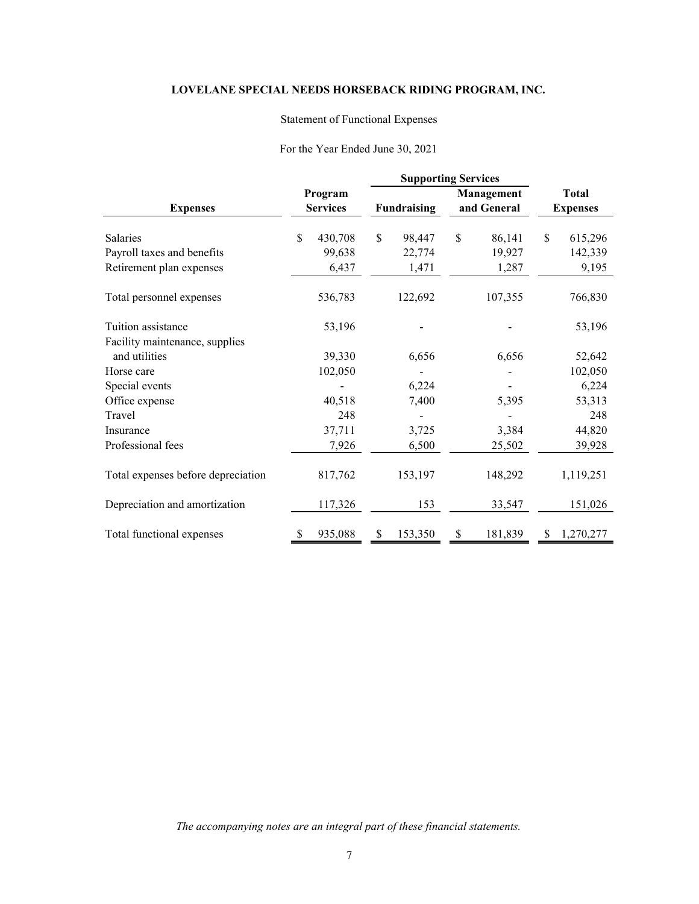**LOVELANE SPECIAL NEEDS HORSEBACK RIDING PROGRAM, INC.**

Statement of Functional Expenses

For the Year Ended June 30, 2021

| Expenses | Program Services | Supporting Services | | Total Expenses |
|---|---|---|---|---|
| | | Fundraising | Management and General | |
| Salaries | $ 430,708 | $ 98,447 | $ 86,141 | $ 615,296 |
| Payroll taxes and benefits | 99,638 | 22,774 | 19,927 | 142,339 |
| Retirement plan expenses | 6,437 | 1,471 | 1,287 | 9,195 |
| Total personnel expenses | 536,783 | 122,692 | 107,355 | 766,830 |
| Tuition assistance | 53,196 | - | - | 53,196 |
| Facility maintenance, supplies and utilities | 39,330 | 6,656 | 6,656 | 52,642 |
| Horse care | 102,050 | - | - | 102,050 |
| Special events | - | 6,224 | - | 6,224 |
| Office expense | 40,518 | 7,400 | 5,395 | 53,313 |
| Travel | 248 | - | - | 248 |
| Insurance | 37,711 | 3,725 | 3,384 | 44,820 |
| Professional fees | 7,926 | 6,500 | 25,502 | 39,928 |
| Total expenses before depreciation | 817,762 | 153,197 | 148,292 | 1,119,251 |
| Depreciation and amortization | 117,326 | 153 | 33,547 | 151,026 |
| Total functional expenses | $ 935,088 | $ 153,350 | $ 181,839 | $ 1,270,277 |

*The accompanying notes are an integral part of these financial statements.*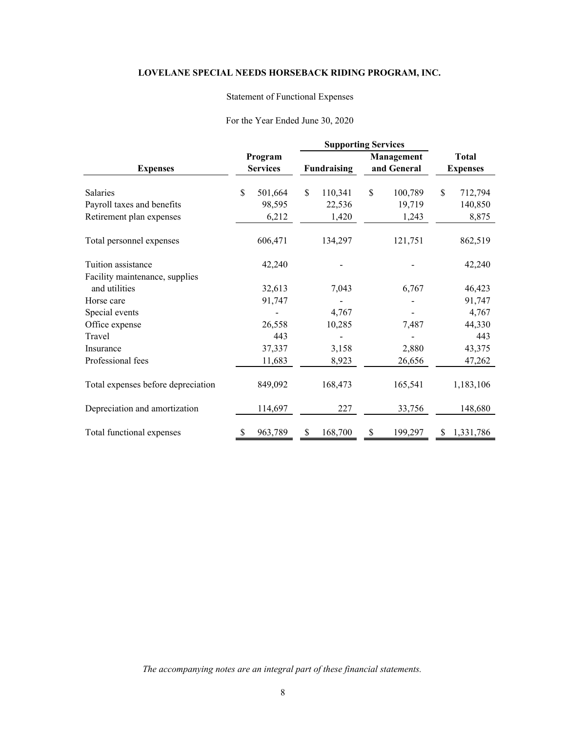# LOVELANE SPECIAL NEEDS HORSEBACK RIDING PROGRAM, INC.

Statement of Functional Expenses

For the Year Ended June 30, 2020

| Expenses | Program Services | Supporting Services | | Total Expenses |
|---|---|---|---|---|
| | | Fundraising | Management and General | |
| Salaries | $ 501,664 | $ 110,341 | $ 100,789 | $ 712,794 |
| Payroll taxes and benefits | 98,595 | 22,536 | 19,719 | 140,850 |
| Retirement plan expenses | 6,212 | 1,420 | 1,243 | 8,875 |
| Total personnel expenses | 606,471 | 134,297 | 121,751 | 862,519 |
| Tuition assistance | 42,240 | - | - | 42,240 |
| Facility maintenance, supplies and utilities | 32,613 | 7,043 | 6,767 | 46,423 |
| Horse care | 91,747 | - | - | 91,747 |
| Special events | - | 4,767 | - | 4,767 |
| Office expense | 26,558 | 10,285 | 7,487 | 44,330 |
| Travel | 443 | - | - | 443 |
| Insurance | 37,337 | 3,158 | 2,880 | 43,375 |
| Professional fees | 11,683 | 8,923 | 26,656 | 47,262 |
| Total expenses before depreciation | 849,092 | 168,473 | 165,541 | 1,183,106 |
| Depreciation and amortization | 114,697 | 227 | 33,756 | 148,680 |
| Total functional expenses | $ 963,789 | $ 168,700 | $ 199,297 | $ 1,331,786 |

*The accompanying notes are an integral part of these financial statements.*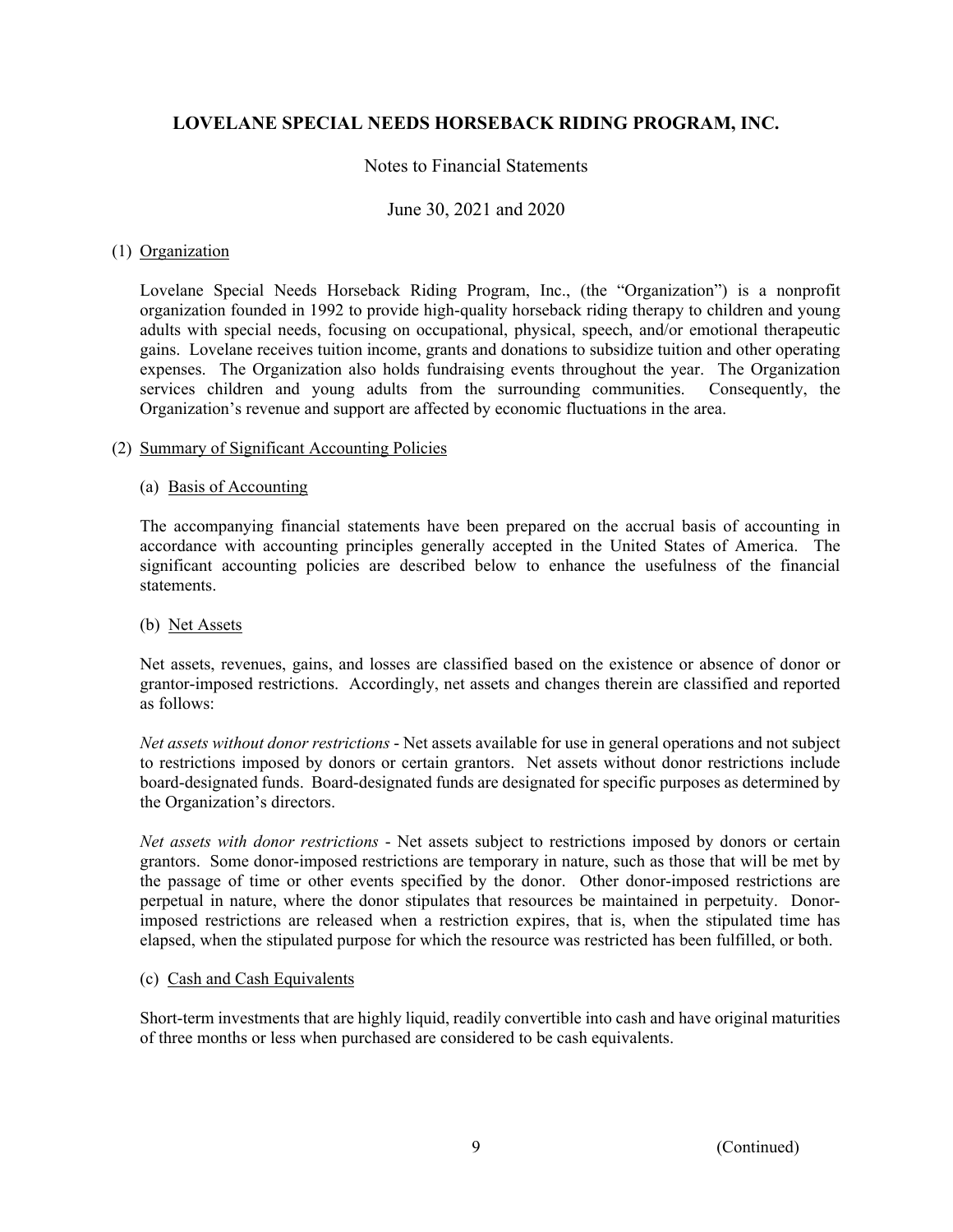# LOVELANE SPECIAL NEEDS HORSEBACK RIDING PROGRAM, INC.

Notes to Financial Statements

June 30, 2021 and 2020

## (1) Organization

Lovelane Special Needs Horseback Riding Program, Inc., (the "Organization") is a nonprofit organization founded in 1992 to provide high-quality horseback riding therapy to children and young adults with special needs, focusing on occupational, physical, speech, and/or emotional therapeutic gains. Lovelane receives tuition income, grants and donations to subsidize tuition and other operating expenses. The Organization also holds fundraising events throughout the year. The Organization services children and young adults from the surrounding communities. Consequently, the Organization's revenue and support are affected by economic fluctuations in the area.

## (2) Summary of Significant Accounting Policies

### (a) Basis of Accounting

The accompanying financial statements have been prepared on the accrual basis of accounting in accordance with accounting principles generally accepted in the United States of America. The significant accounting policies are described below to enhance the usefulness of the financial statements.

### (b) Net Assets

Net assets, revenues, gains, and losses are classified based on the existence or absence of donor or grantor-imposed restrictions. Accordingly, net assets and changes therein are classified and reported as follows:

*Net assets without donor restrictions* - Net assets available for use in general operations and not subject to restrictions imposed by donors or certain grantors. Net assets without donor restrictions include board-designated funds. Board-designated funds are designated for specific purposes as determined by the Organization's directors.

*Net assets with donor restrictions* - Net assets subject to restrictions imposed by donors or certain grantors. Some donor-imposed restrictions are temporary in nature, such as those that will be met by the passage of time or other events specified by the donor. Other donor-imposed restrictions are perpetual in nature, where the donor stipulates that resources be maintained in perpetuity. Donor-imposed restrictions are released when a restriction expires, that is, when the stipulated time has elapsed, when the stipulated purpose for which the resource was restricted has been fulfilled, or both.

### (c) Cash and Cash Equivalents

Short-term investments that are highly liquid, readily convertible into cash and have original maturities of three months or less when purchased are considered to be cash equivalents.

(Continued)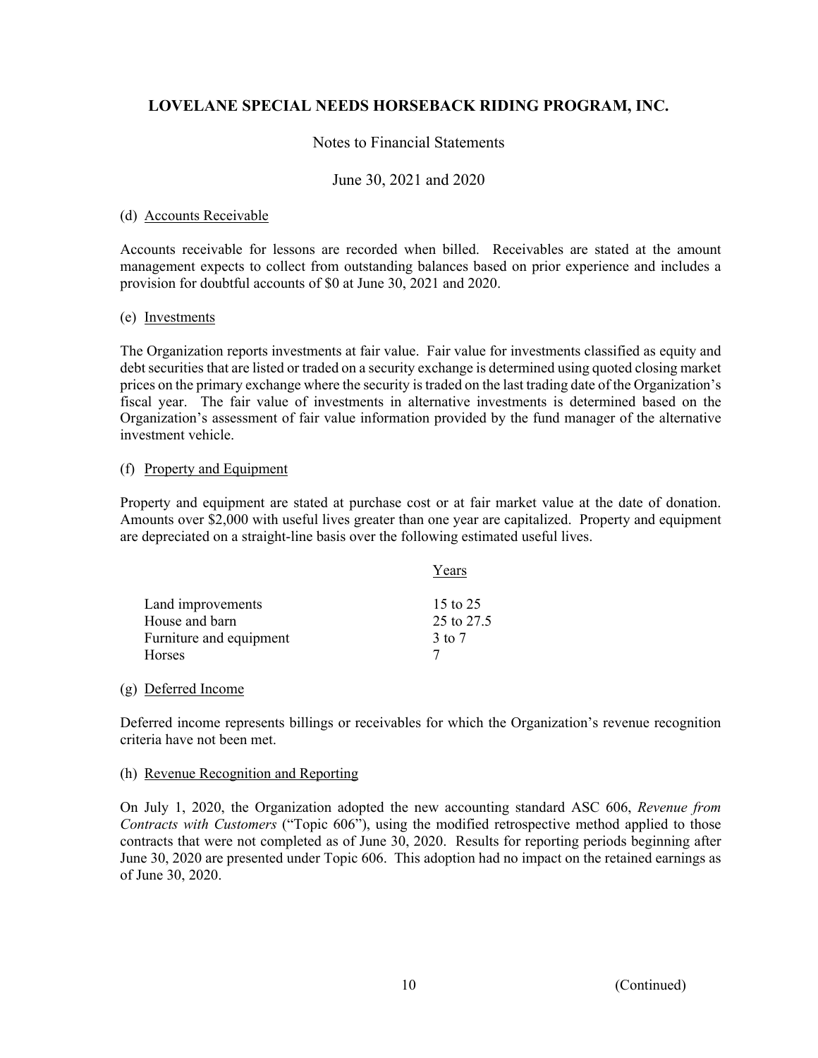(d) Accounts Receivable

Accounts receivable for lessons are recorded when billed. Receivables are stated at the amount management expects to collect from outstanding balances based on prior experience and includes a provision for doubtful accounts of $0 at June 30, 2021 and 2020.

(e) Investments

The Organization reports investments at fair value. Fair value for investments classified as equity and debt securities that are listed or traded on a security exchange is determined using quoted closing market prices on the primary exchange where the security is traded on the last trading date of the Organization's fiscal year. The fair value of investments in alternative investments is determined based on the Organization's assessment of fair value information provided by the fund manager of the alternative investment vehicle.

(f) Property and Equipment

Property and equipment are stated at purchase cost or at fair market value at the date of donation. Amounts over $2,000 with useful lives greater than one year are capitalized. Property and equipment are depreciated on a straight-line basis over the following estimated useful lives.

| | Years |
|---|---|
| Land improvements | 15 to 25 |
| House and barn | 25 to 27.5 |
| Furniture and equipment | 3 to 7 |
| Horses | 7 |

(g) Deferred Income

Deferred income represents billings or receivables for which the Organization's revenue recognition criteria have not been met.

(h) Revenue Recognition and Reporting

On July 1, 2020, the Organization adopted the new accounting standard ASC 606, *Revenue from Contracts with Customers* ("Topic 606"), using the modified retrospective method applied to those contracts that were not completed as of June 30, 2020. Results for reporting periods beginning after June 30, 2020 are presented under Topic 606. This adoption had no impact on the retained earnings as of June 30, 2020.

(Continued)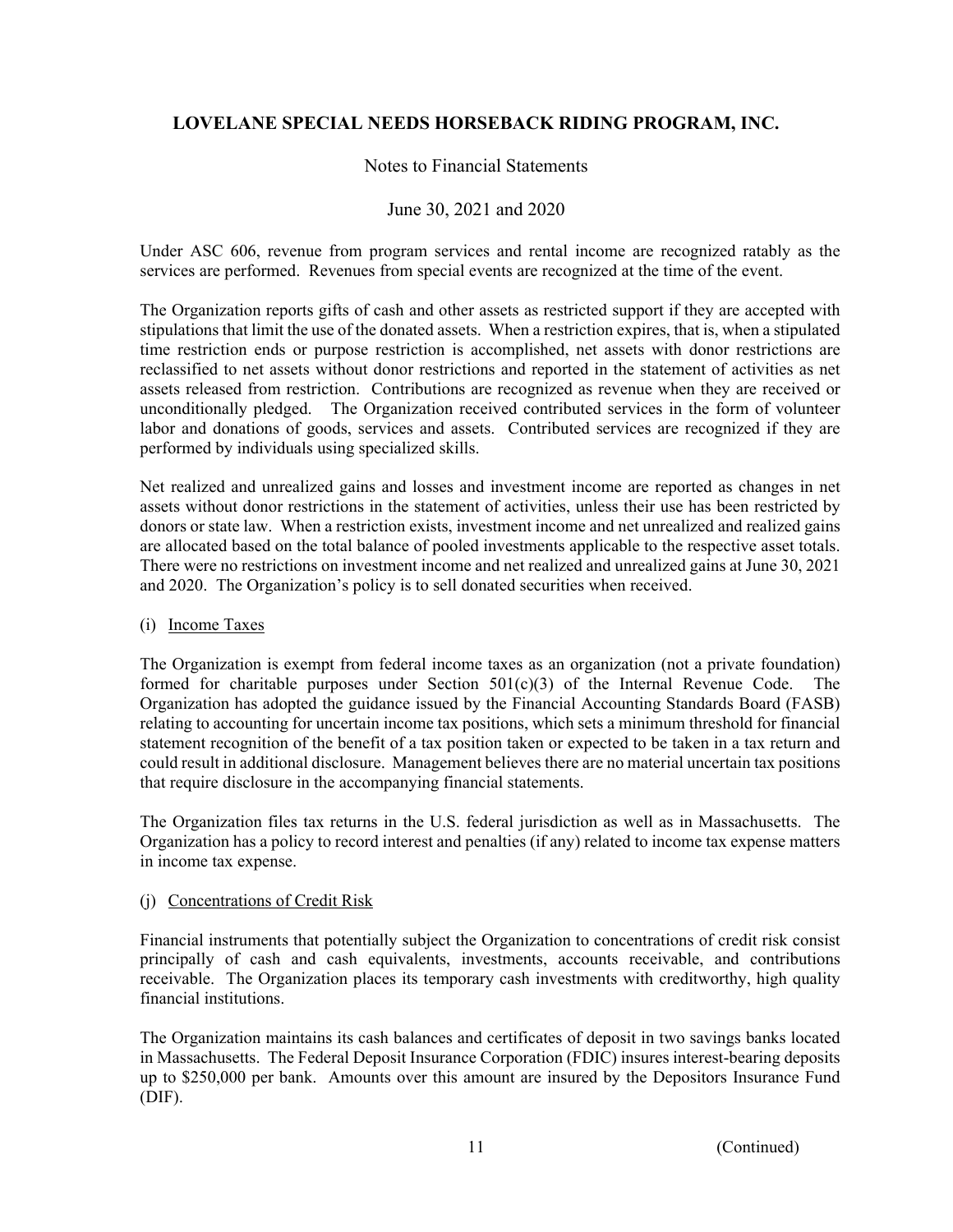Under ASC 606, revenue from program services and rental income are recognized ratably as the services are performed. Revenues from special events are recognized at the time of the event.

The Organization reports gifts of cash and other assets as restricted support if they are accepted with stipulations that limit the use of the donated assets. When a restriction expires, that is, when a stipulated time restriction ends or purpose restriction is accomplished, net assets with donor restrictions are reclassified to net assets without donor restrictions and reported in the statement of activities as net assets released from restriction. Contributions are recognized as revenue when they are received or unconditionally pledged. The Organization received contributed services in the form of volunteer labor and donations of goods, services and assets. Contributed services are recognized if they are performed by individuals using specialized skills.

Net realized and unrealized gains and losses and investment income are reported as changes in net assets without donor restrictions in the statement of activities, unless their use has been restricted by donors or state law. When a restriction exists, investment income and net unrealized and realized gains are allocated based on the total balance of pooled investments applicable to the respective asset totals. There were no restrictions on investment income and net realized and unrealized gains at June 30, 2021 and 2020. The Organization's policy is to sell donated securities when received.

(i) Income Taxes

The Organization is exempt from federal income taxes as an organization (not a private foundation) formed for charitable purposes under Section 501(c)(3) of the Internal Revenue Code. The Organization has adopted the guidance issued by the Financial Accounting Standards Board (FASB) relating to accounting for uncertain income tax positions, which sets a minimum threshold for financial statement recognition of the benefit of a tax position taken or expected to be taken in a tax return and could result in additional disclosure. Management believes there are no material uncertain tax positions that require disclosure in the accompanying financial statements.

The Organization files tax returns in the U.S. federal jurisdiction as well as in Massachusetts. The Organization has a policy to record interest and penalties (if any) related to income tax expense matters in income tax expense.

(j) Concentrations of Credit Risk

Financial instruments that potentially subject the Organization to concentrations of credit risk consist principally of cash and cash equivalents, investments, accounts receivable, and contributions receivable. The Organization places its temporary cash investments with creditworthy, high quality financial institutions.

The Organization maintains its cash balances and certificates of deposit in two savings banks located in Massachusetts. The Federal Deposit Insurance Corporation (FDIC) insures interest-bearing deposits up to $250,000 per bank. Amounts over this amount are insured by the Depositors Insurance Fund (DIF).

(Continued)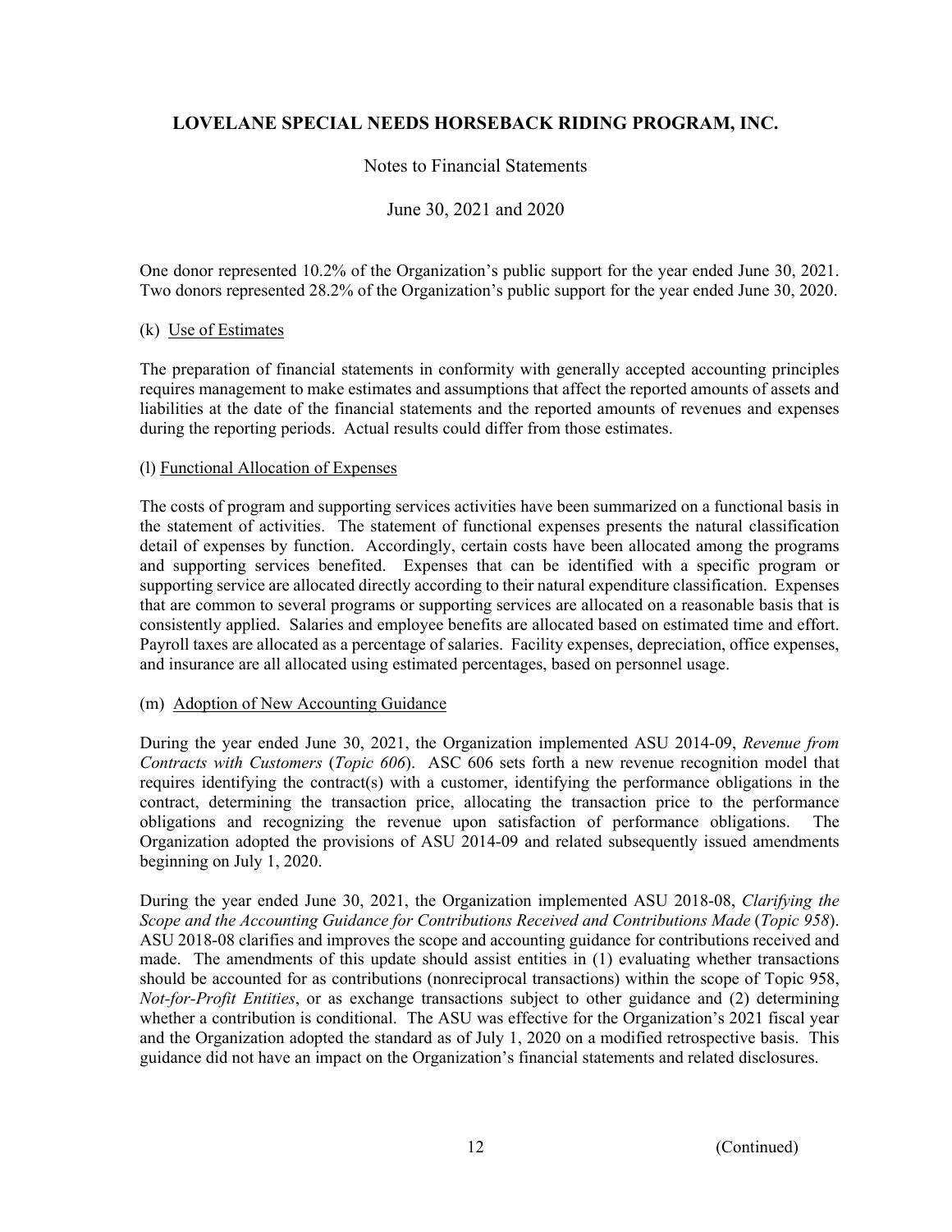One donor represented 10.2% of the Organization's public support for the year ended June 30, 2021. Two donors represented 28.2% of the Organization's public support for the year ended June 30, 2020.

(k) Use of Estimates

The preparation of financial statements in conformity with generally accepted accounting principles requires management to make estimates and assumptions that affect the reported amounts of assets and liabilities at the date of the financial statements and the reported amounts of revenues and expenses during the reporting periods. Actual results could differ from those estimates.

(l) Functional Allocation of Expenses

The costs of program and supporting services activities have been summarized on a functional basis in the statement of activities. The statement of functional expenses presents the natural classification detail of expenses by function. Accordingly, certain costs have been allocated among the programs and supporting services benefited. Expenses that can be identified with a specific program or supporting service are allocated directly according to their natural expenditure classification. Expenses that are common to several programs or supporting services are allocated on a reasonable basis that is consistently applied. Salaries and employee benefits are allocated based on estimated time and effort. Payroll taxes are allocated as a percentage of salaries. Facility expenses, depreciation, office expenses, and insurance are all allocated using estimated percentages, based on personnel usage.

(m) Adoption of New Accounting Guidance

During the year ended June 30, 2021, the Organization implemented ASU 2014-09, *Revenue from Contracts with Customers* (*Topic 606*). ASC 606 sets forth a new revenue recognition model that requires identifying the contract(s) with a customer, identifying the performance obligations in the contract, determining the transaction price, allocating the transaction price to the performance obligations and recognizing the revenue upon satisfaction of performance obligations. The Organization adopted the provisions of ASU 2014-09 and related subsequently issued amendments beginning on July 1, 2020.

During the year ended June 30, 2021, the Organization implemented ASU 2018-08, *Clarifying the Scope and the Accounting Guidance for Contributions Received and Contributions Made* (*Topic 958*). ASU 2018-08 clarifies and improves the scope and accounting guidance for contributions received and made. The amendments of this update should assist entities in (1) evaluating whether transactions should be accounted for as contributions (nonreciprocal transactions) within the scope of Topic 958, *Not-for-Profit Entities*, or as exchange transactions subject to other guidance and (2) determining whether a contribution is conditional. The ASU was effective for the Organization's 2021 fiscal year and the Organization adopted the standard as of July 1, 2020 on a modified retrospective basis. This guidance did not have an impact on the Organization's financial statements and related disclosures.

(Continued)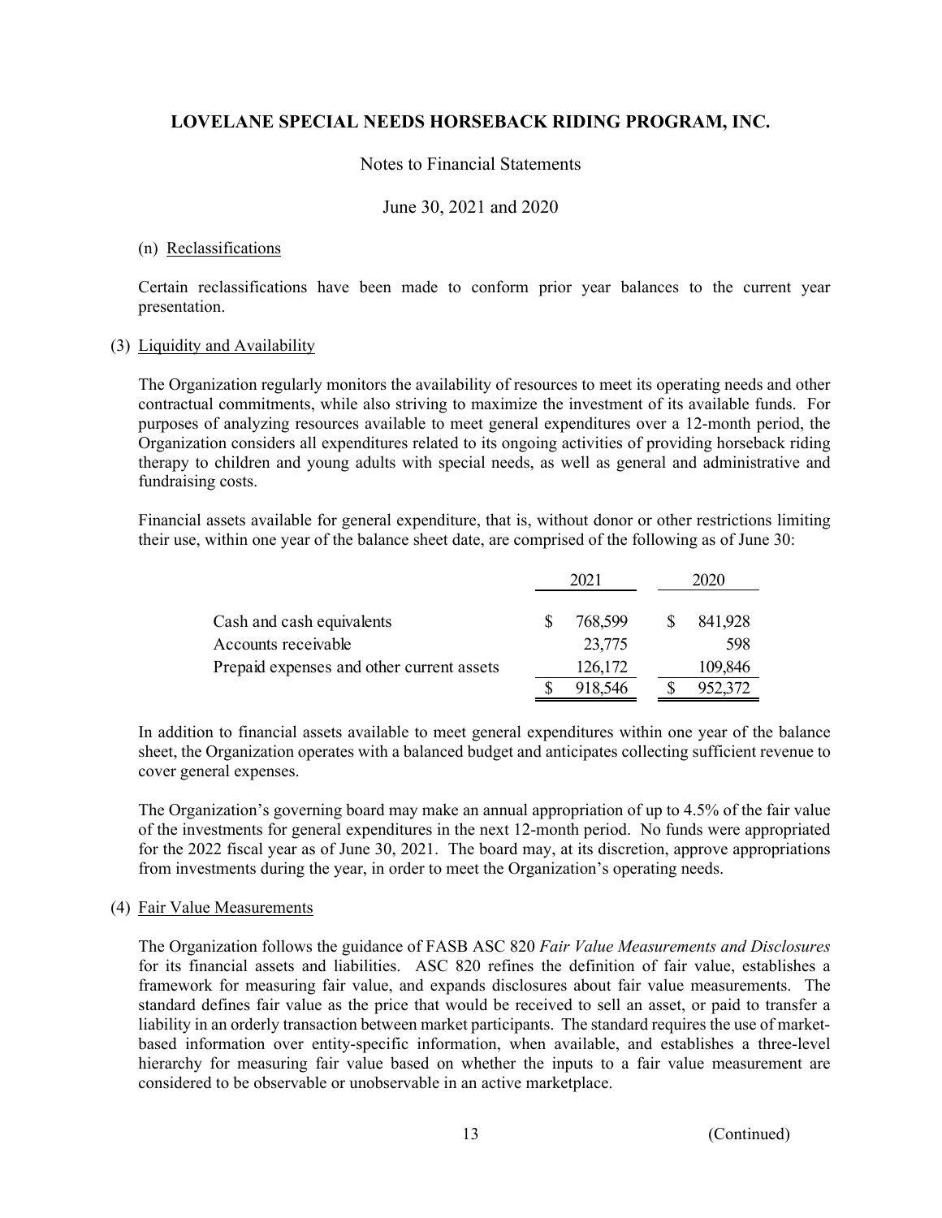# LOVELANE SPECIAL NEEDS HORSEBACK RIDING PROGRAM, INC.

Notes to Financial Statements

June 30, 2021 and 2020

(n) Reclassifications

Certain reclassifications have been made to conform prior year balances to the current year presentation.

(3) Liquidity and Availability

The Organization regularly monitors the availability of resources to meet its operating needs and other contractual commitments, while also striving to maximize the investment of its available funds. For purposes of analyzing resources available to meet general expenditures over a 12-month period, the Organization considers all expenditures related to its ongoing activities of providing horseback riding therapy to children and young adults with special needs, as well as general and administrative and fundraising costs.

Financial assets available for general expenditure, that is, without donor or other restrictions limiting their use, within one year of the balance sheet date, are comprised of the following as of June 30:

| | 2021 | 2020 |
|---|---|---|
| Cash and cash equivalents | $ 768,599 | $ 841,928 |
| Accounts receivable | 23,775 | 598 |
| Prepaid expenses and other current assets | 126,172 | 109,846 |
| | $ 918,546 | $ 952,372 |

In addition to financial assets available to meet general expenditures within one year of the balance sheet, the Organization operates with a balanced budget and anticipates collecting sufficient revenue to cover general expenses.

The Organization's governing board may make an annual appropriation of up to 4.5% of the fair value of the investments for general expenditures in the next 12-month period. No funds were appropriated for the 2022 fiscal year as of June 30, 2021. The board may, at its discretion, approve appropriations from investments during the year, in order to meet the Organization's operating needs.

(4) Fair Value Measurements

The Organization follows the guidance of FASB ASC 820 *Fair Value Measurements and Disclosures* for its financial assets and liabilities. ASC 820 refines the definition of fair value, establishes a framework for measuring fair value, and expands disclosures about fair value measurements. The standard defines fair value as the price that would be received to sell an asset, or paid to transfer a liability in an orderly transaction between market participants. The standard requires the use of market-based information over entity-specific information, when available, and establishes a three-level hierarchy for measuring fair value based on whether the inputs to a fair value measurement are considered to be observable or unobservable in an active marketplace.

(Continued)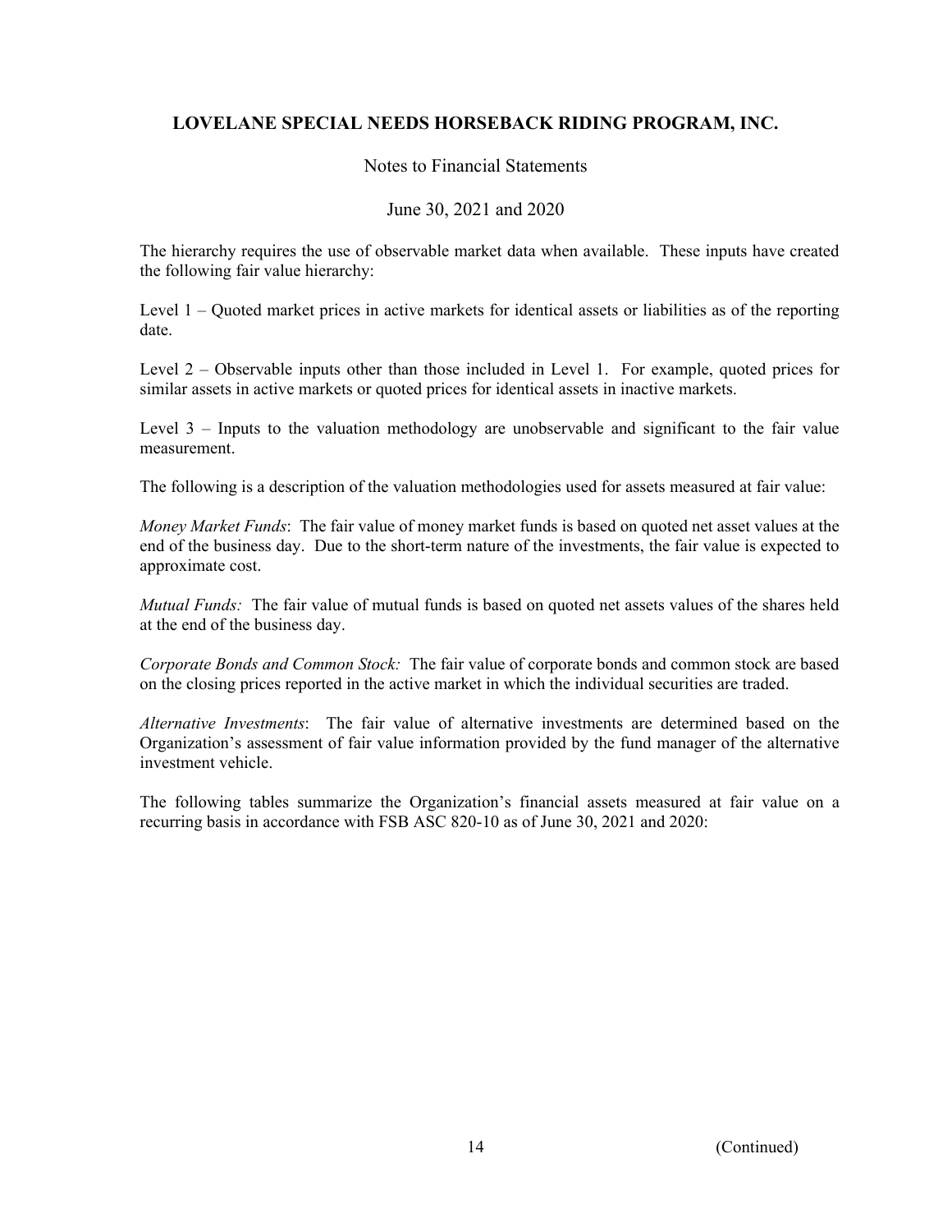The hierarchy requires the use of observable market data when available. These inputs have created the following fair value hierarchy:

Level 1 – Quoted market prices in active markets for identical assets or liabilities as of the reporting date.

Level 2 – Observable inputs other than those included in Level 1. For example, quoted prices for similar assets in active markets or quoted prices for identical assets in inactive markets.

Level 3 – Inputs to the valuation methodology are unobservable and significant to the fair value measurement.

The following is a description of the valuation methodologies used for assets measured at fair value:

*Money Market Funds*: The fair value of money market funds is based on quoted net asset values at the end of the business day. Due to the short-term nature of the investments, the fair value is expected to approximate cost.

*Mutual Funds:* The fair value of mutual funds is based on quoted net assets values of the shares held at the end of the business day.

*Corporate Bonds and Common Stock:* The fair value of corporate bonds and common stock are based on the closing prices reported in the active market in which the individual securities are traded.

*Alternative Investments*: The fair value of alternative investments are determined based on the Organization's assessment of fair value information provided by the fund manager of the alternative investment vehicle.

The following tables summarize the Organization's financial assets measured at fair value on a recurring basis in accordance with FSB ASC 820-10 as of June 30, 2021 and 2020:

(Continued)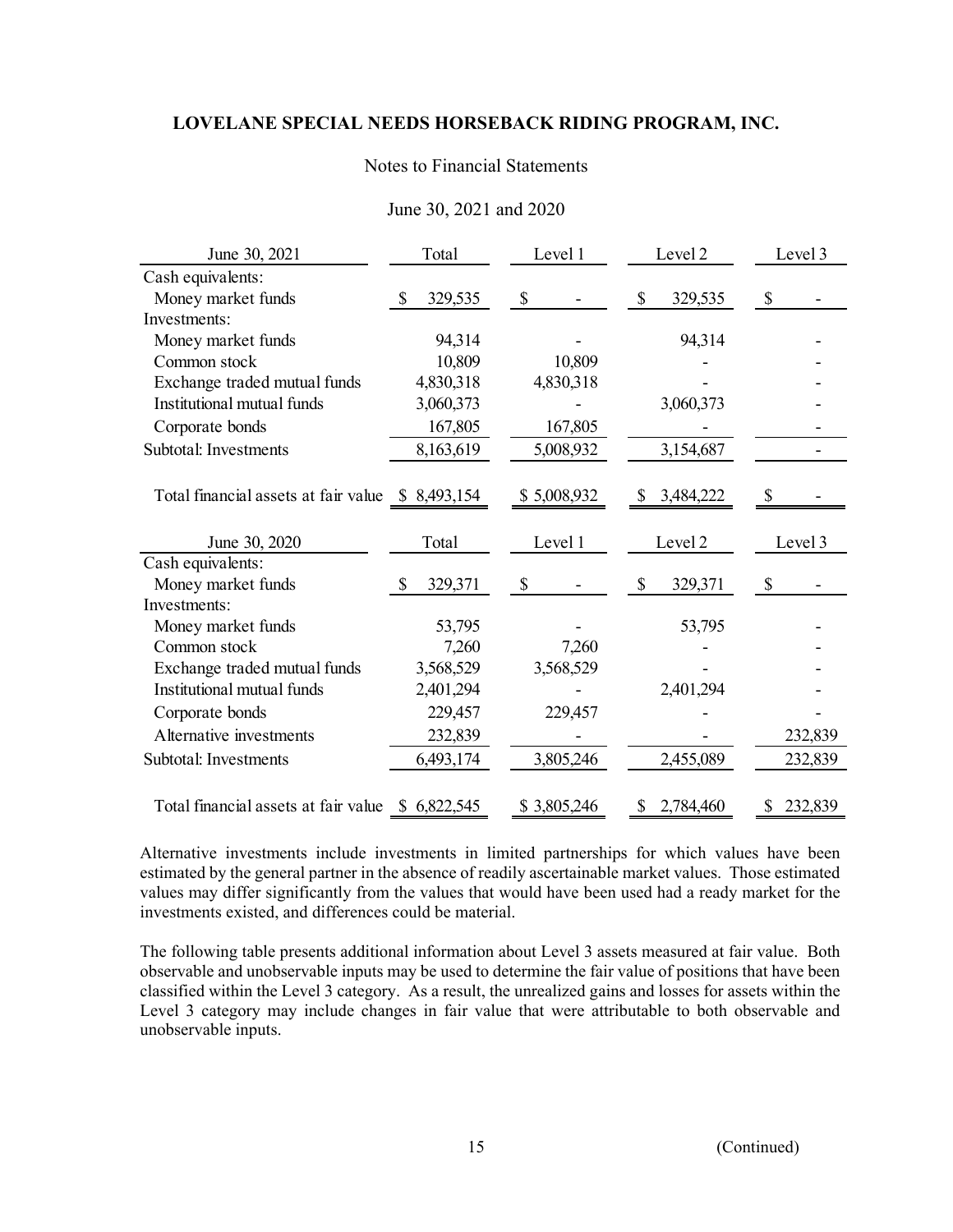# LOVELANE SPECIAL NEEDS HORSEBACK RIDING PROGRAM, INC.

Notes to Financial Statements

June 30, 2021 and 2020

| June 30, 2021 | Total | Level 1 | Level 2 | Level 3 |
|---|---|---|---|---|
| Cash equivalents: | | | | |
| Money market funds | $ 329,535 | $ - | $ 329,535 | $ - |
| Investments: | | | | |
| Money market funds | 94,314 | - | 94,314 | - |
| Common stock | 10,809 | 10,809 | - | - |
| Exchange traded mutual funds | 4,830,318 | 4,830,318 | - | - |
| Institutional mutual funds | 3,060,373 | - | 3,060,373 | - |
| Corporate bonds | 167,805 | 167,805 | - | - |
| Subtotal: Investments | 8,163,619 | 5,008,932 | 3,154,687 | - |
| Total financial assets at fair value | $ 8,493,154 | $ 5,008,932 | $ 3,484,222 | $ - |

| June 30, 2020 | Total | Level 1 | Level 2 | Level 3 |
|---|---|---|---|---|
| Cash equivalents: | | | | |
| Money market funds | $ 329,371 | $ - | $ 329,371 | $ - |
| Investments: | | | | |
| Money market funds | 53,795 | - | 53,795 | - |
| Common stock | 7,260 | 7,260 | - | - |
| Exchange traded mutual funds | 3,568,529 | 3,568,529 | - | - |
| Institutional mutual funds | 2,401,294 | - | 2,401,294 | - |
| Corporate bonds | 229,457 | 229,457 | - | - |
| Alternative investments | 232,839 | - | - | 232,839 |
| Subtotal: Investments | 6,493,174 | 3,805,246 | 2,455,089 | 232,839 |
| Total financial assets at fair value | $ 6,822,545 | $ 3,805,246 | $ 2,784,460 | $ 232,839 |

Alternative investments include investments in limited partnerships for which values have been estimated by the general partner in the absence of readily ascertainable market values. Those estimated values may differ significantly from the values that would have been used had a ready market for the investments existed, and differences could be material.

The following table presents additional information about Level 3 assets measured at fair value. Both observable and unobservable inputs may be used to determine the fair value of positions that have been classified within the Level 3 category. As a result, the unrealized gains and losses for assets within the Level 3 category may include changes in fair value that were attributable to both observable and unobservable inputs.

(Continued)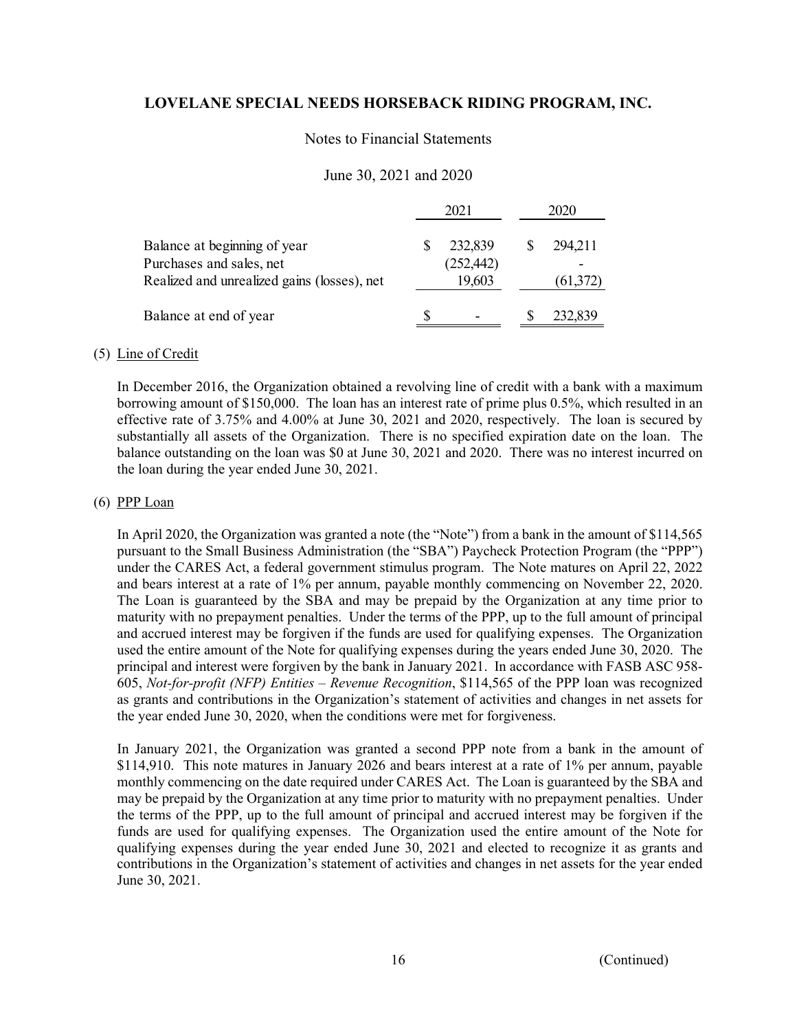| | 2021 | 2020 |
|---|---|---|
| Balance at beginning of year | $ 232,839 | $ 294,211 |
| Purchases and sales, net | (252,442) | - |
| Realized and unrealized gains (losses), net | 19,603 | (61,372) |
| Balance at end of year | $ - | $ 232,839 |

(5) Line of Credit

In December 2016, the Organization obtained a revolving line of credit with a bank with a maximum borrowing amount of $150,000. The loan has an interest rate of prime plus 0.5%, which resulted in an effective rate of 3.75% and 4.00% at June 30, 2021 and 2020, respectively. The loan is secured by substantially all assets of the Organization. There is no specified expiration date on the loan. The balance outstanding on the loan was $0 at June 30, 2021 and 2020. There was no interest incurred on the loan during the year ended June 30, 2021.

(6) PPP Loan

In April 2020, the Organization was granted a note (the "Note") from a bank in the amount of $114,565 pursuant to the Small Business Administration (the "SBA") Paycheck Protection Program (the "PPP") under the CARES Act, a federal government stimulus program. The Note matures on April 22, 2022 and bears interest at a rate of 1% per annum, payable monthly commencing on November 22, 2020. The Loan is guaranteed by the SBA and may be prepaid by the Organization at any time prior to maturity with no prepayment penalties. Under the terms of the PPP, up to the full amount of principal and accrued interest may be forgiven if the funds are used for qualifying expenses. The Organization used the entire amount of the Note for qualifying expenses during the years ended June 30, 2020. The principal and interest were forgiven by the bank in January 2021. In accordance with FASB ASC 958-605, *Not-for-profit (NFP) Entities – Revenue Recognition*, $114,565 of the PPP loan was recognized as grants and contributions in the Organization's statement of activities and changes in net assets for the year ended June 30, 2020, when the conditions were met for forgiveness.

In January 2021, the Organization was granted a second PPP note from a bank in the amount of $114,910. This note matures in January 2026 and bears interest at a rate of 1% per annum, payable monthly commencing on the date required under CARES Act. The Loan is guaranteed by the SBA and may be prepaid by the Organization at any time prior to maturity with no prepayment penalties. Under the terms of the PPP, up to the full amount of principal and accrued interest may be forgiven if the funds are used for qualifying expenses. The Organization used the entire amount of the Note for qualifying expenses during the year ended June 30, 2021 and elected to recognize it as grants and contributions in the Organization's statement of activities and changes in net assets for the year ended June 30, 2021.

(Continued)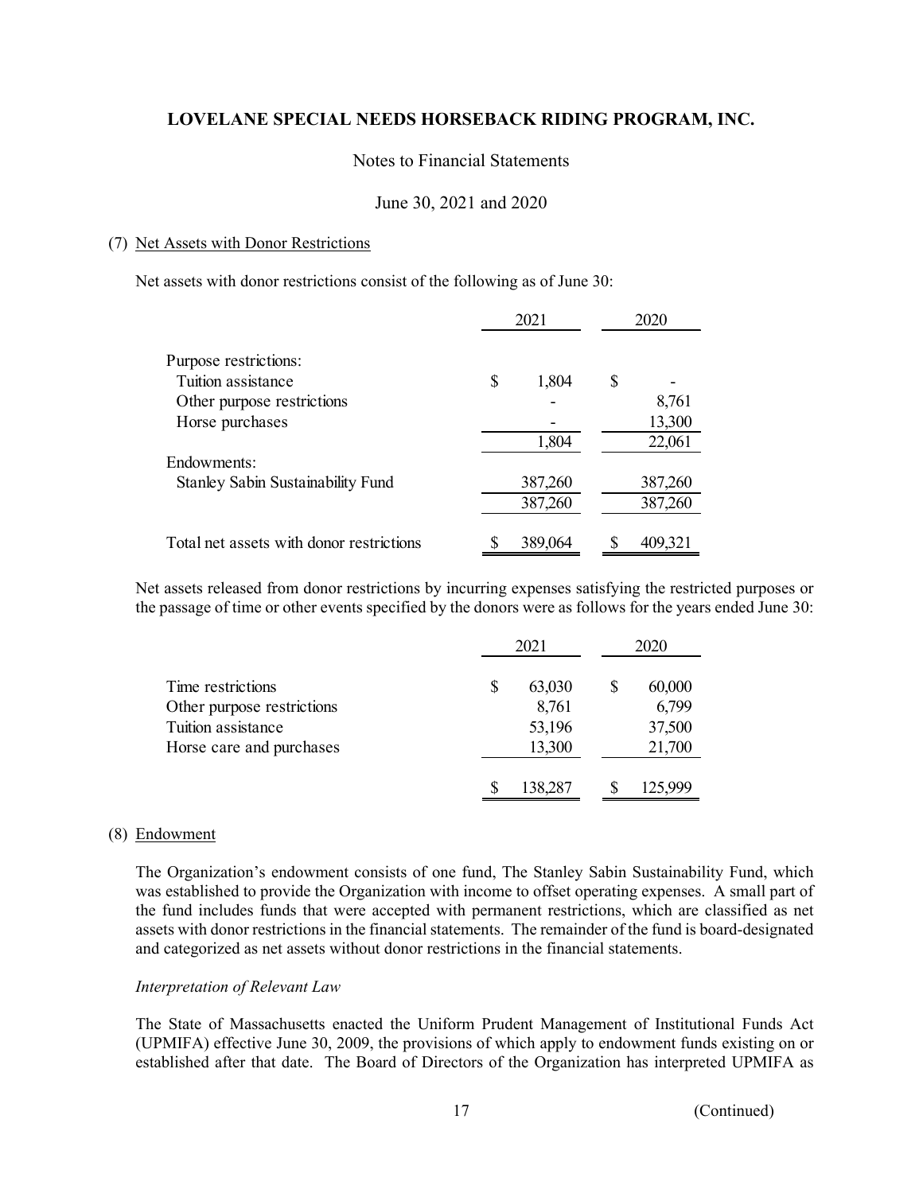# LOVELANE SPECIAL NEEDS HORSEBACK RIDING PROGRAM, INC.

Notes to Financial Statements

June 30, 2021 and 2020

## (7) Net Assets with Donor Restrictions

Net assets with donor restrictions consist of the following as of June 30:

| | 2021 | 2020 |
|---|---|---|
| Purpose restrictions: | | |
| Tuition assistance | $ 1,804 | $ - |
| Other purpose restrictions | - | 8,761 |
| Horse purchases | - | 13,300 |
| | 1,804 | 22,061 |
| Endowments: | | |
| Stanley Sabin Sustainability Fund | 387,260 | 387,260 |
| | 387,260 | 387,260 |
| Total net assets with donor restrictions | $ 389,064 | $ 409,321 |

Net assets released from donor restrictions by incurring expenses satisfying the restricted purposes or the passage of time or other events specified by the donors were as follows for the years ended June 30:

| | 2021 | 2020 |
|---|---|---|
| Time restrictions | $ 63,030 | $ 60,000 |
| Other purpose restrictions | 8,761 | 6,799 |
| Tuition assistance | 53,196 | 37,500 |
| Horse care and purchases | 13,300 | 21,700 |
| | $ 138,287 | $ 125,999 |

## (8) Endowment

The Organization's endowment consists of one fund, The Stanley Sabin Sustainability Fund, which was established to provide the Organization with income to offset operating expenses. A small part of the fund includes funds that were accepted with permanent restrictions, which are classified as net assets with donor restrictions in the financial statements. The remainder of the fund is board-designated and categorized as net assets without donor restrictions in the financial statements.

*Interpretation of Relevant Law*

The State of Massachusetts enacted the Uniform Prudent Management of Institutional Funds Act (UPMIFA) effective June 30, 2009, the provisions of which apply to endowment funds existing on or established after that date. The Board of Directors of the Organization has interpreted UPMIFA as

(Continued)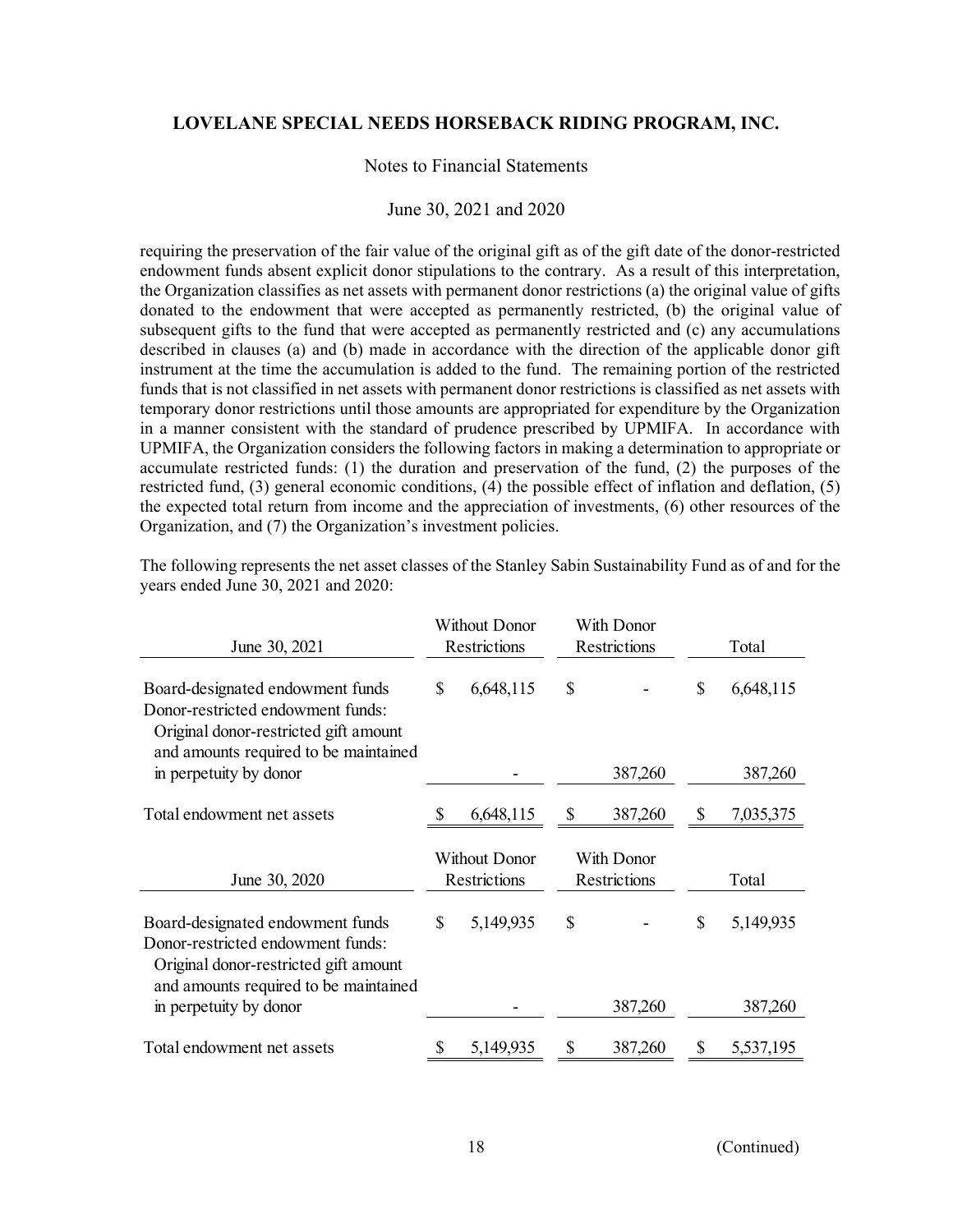requiring the preservation of the fair value of the original gift as of the gift date of the donor-restricted endowment funds absent explicit donor stipulations to the contrary. As a result of this interpretation, the Organization classifies as net assets with permanent donor restrictions (a) the original value of gifts donated to the endowment that were accepted as permanently restricted, (b) the original value of subsequent gifts to the fund that were accepted as permanently restricted and (c) any accumulations described in clauses (a) and (b) made in accordance with the direction of the applicable donor gift instrument at the time the accumulation is added to the fund. The remaining portion of the restricted funds that is not classified in net assets with permanent donor restrictions is classified as net assets with temporary donor restrictions until those amounts are appropriated for expenditure by the Organization in a manner consistent with the standard of prudence prescribed by UPMIFA. In accordance with UPMIFA, the Organization considers the following factors in making a determination to appropriate or accumulate restricted funds: (1) the duration and preservation of the fund, (2) the purposes of the restricted fund, (3) general economic conditions, (4) the possible effect of inflation and deflation, (5) the expected total return from income and the appreciation of investments, (6) other resources of the Organization, and (7) the Organization's investment policies.

The following represents the net asset classes of the Stanley Sabin Sustainability Fund as of and for the years ended June 30, 2021 and 2020:

| June 30, 2021 | Without Donor Restrictions | With Donor Restrictions | Total |
|---|---|---|---|
| Board-designated endowment funds | $ 6,648,115 | $ - | $ 6,648,115 |
| Donor-restricted endowment funds: Original donor-restricted gift amount and amounts required to be maintained in perpetuity by donor | - | 387,260 | 387,260 |
| Total endowment net assets | $ 6,648,115 | $ 387,260 | $ 7,035,375 |

| June 30, 2020 | Without Donor Restrictions | With Donor Restrictions | Total |
|---|---|---|---|
| Board-designated endowment funds | $ 5,149,935 | $ - | $ 5,149,935 |
| Donor-restricted endowment funds: Original donor-restricted gift amount and amounts required to be maintained in perpetuity by donor | - | 387,260 | 387,260 |
| Total endowment net assets | $ 5,149,935 | $ 387,260 | $ 5,537,195 |

(Continued)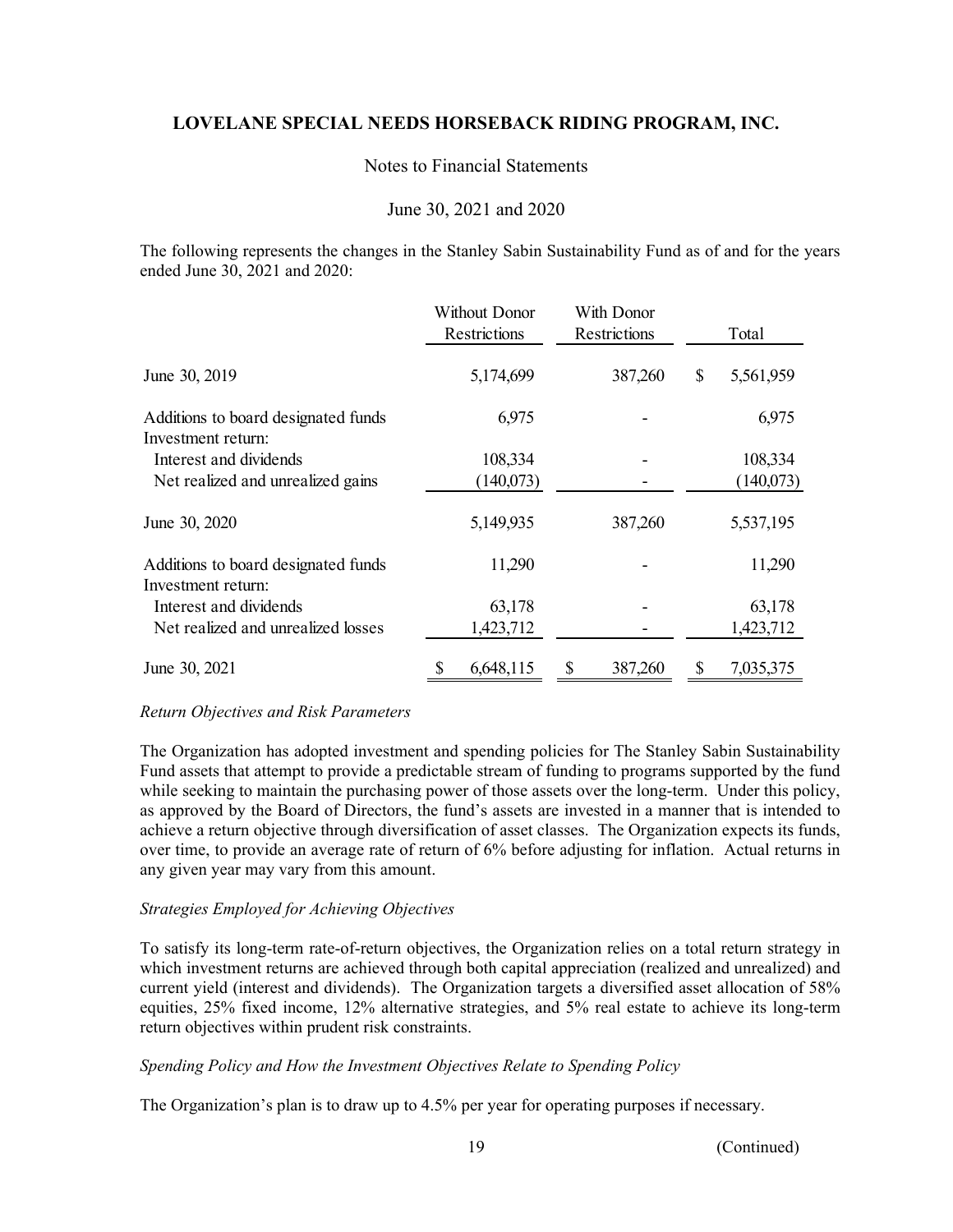# LOVELANE SPECIAL NEEDS HORSEBACK RIDING PROGRAM, INC.

Notes to Financial Statements

June 30, 2021 and 2020

The following represents the changes in the Stanley Sabin Sustainability Fund as of and for the years ended June 30, 2021 and 2020:

| | Without Donor Restrictions | With Donor Restrictions | Total |
|---|---|---|---|
| June 30, 2019 | 5,174,699 | 387,260 | $ 5,561,959 |
| Additions to board designated funds | 6,975 | - | 6,975 |
| Investment return: | | | |
| Interest and dividends | 108,334 | - | 108,334 |
| Net realized and unrealized gains | (140,073) | - | (140,073) |
| June 30, 2020 | 5,149,935 | 387,260 | 5,537,195 |
| Additions to board designated funds | 11,290 | - | 11,290 |
| Investment return: | | | |
| Interest and dividends | 63,178 | - | 63,178 |
| Net realized and unrealized losses | 1,423,712 | - | 1,423,712 |
| June 30, 2021 | $ 6,648,115 | $ 387,260 | $ 7,035,375 |

*Return Objectives and Risk Parameters*

The Organization has adopted investment and spending policies for The Stanley Sabin Sustainability Fund assets that attempt to provide a predictable stream of funding to programs supported by the fund while seeking to maintain the purchasing power of those assets over the long-term. Under this policy, as approved by the Board of Directors, the fund's assets are invested in a manner that is intended to achieve a return objective through diversification of asset classes. The Organization expects its funds, over time, to provide an average rate of return of 6% before adjusting for inflation. Actual returns in any given year may vary from this amount.

*Strategies Employed for Achieving Objectives*

To satisfy its long-term rate-of-return objectives, the Organization relies on a total return strategy in which investment returns are achieved through both capital appreciation (realized and unrealized) and current yield (interest and dividends). The Organization targets a diversified asset allocation of 58% equities, 25% fixed income, 12% alternative strategies, and 5% real estate to achieve its long-term return objectives within prudent risk constraints.

*Spending Policy and How the Investment Objectives Relate to Spending Policy*

The Organization's plan is to draw up to 4.5% per year for operating purposes if necessary.

(Continued)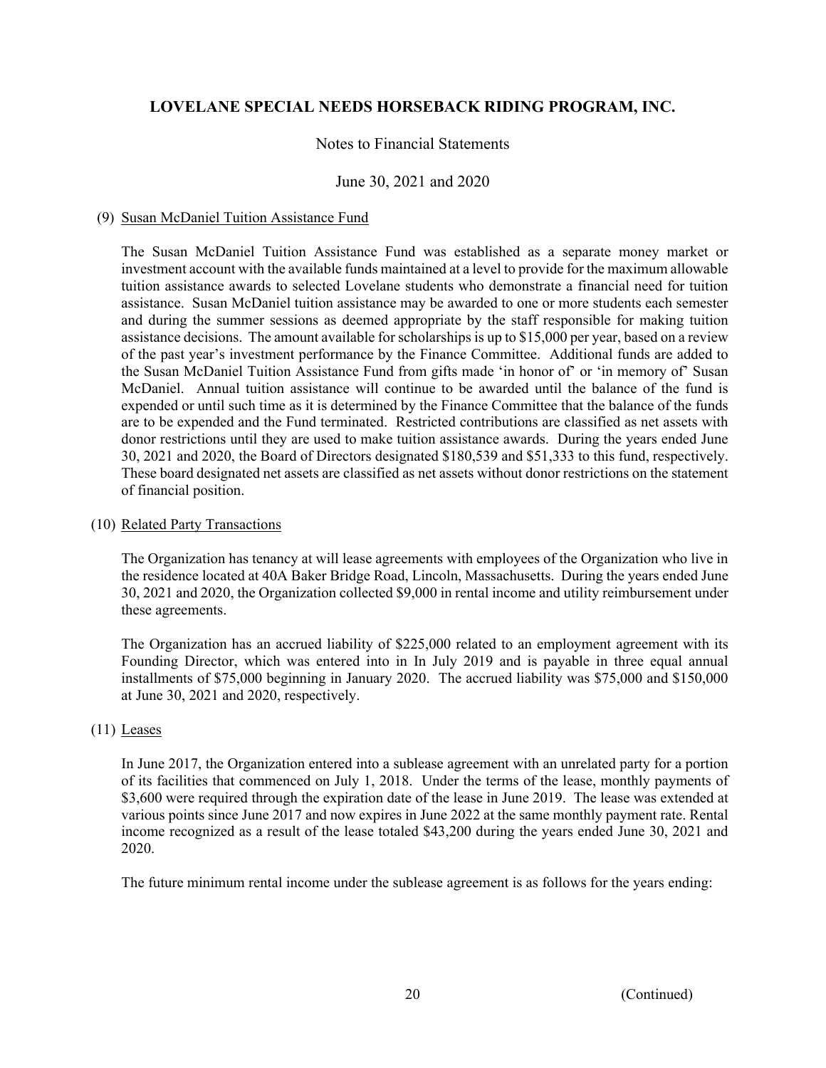# LOVELANE SPECIAL NEEDS HORSEBACK RIDING PROGRAM, INC.

Notes to Financial Statements

June 30, 2021 and 2020

(9) Susan McDaniel Tuition Assistance Fund

The Susan McDaniel Tuition Assistance Fund was established as a separate money market or investment account with the available funds maintained at a level to provide for the maximum allowable tuition assistance awards to selected Lovelane students who demonstrate a financial need for tuition assistance. Susan McDaniel tuition assistance may be awarded to one or more students each semester and during the summer sessions as deemed appropriate by the staff responsible for making tuition assistance decisions. The amount available for scholarships is up to $15,000 per year, based on a review of the past year's investment performance by the Finance Committee. Additional funds are added to the Susan McDaniel Tuition Assistance Fund from gifts made 'in honor of' or 'in memory of' Susan McDaniel. Annual tuition assistance will continue to be awarded until the balance of the fund is expended or until such time as it is determined by the Finance Committee that the balance of the funds are to be expended and the Fund terminated. Restricted contributions are classified as net assets with donor restrictions until they are used to make tuition assistance awards. During the years ended June 30, 2021 and 2020, the Board of Directors designated $180,539 and $51,333 to this fund, respectively. These board designated net assets are classified as net assets without donor restrictions on the statement of financial position.

(10) Related Party Transactions

The Organization has tenancy at will lease agreements with employees of the Organization who live in the residence located at 40A Baker Bridge Road, Lincoln, Massachusetts. During the years ended June 30, 2021 and 2020, the Organization collected $9,000 in rental income and utility reimbursement under these agreements.

The Organization has an accrued liability of $225,000 related to an employment agreement with its Founding Director, which was entered into in In July 2019 and is payable in three equal annual installments of $75,000 beginning in January 2020. The accrued liability was $75,000 and $150,000 at June 30, 2021 and 2020, respectively.

(11) Leases

In June 2017, the Organization entered into a sublease agreement with an unrelated party for a portion of its facilities that commenced on July 1, 2018. Under the terms of the lease, monthly payments of $3,600 were required through the expiration date of the lease in June 2019. The lease was extended at various points since June 2017 and now expires in June 2022 at the same monthly payment rate. Rental income recognized as a result of the lease totaled $43,200 during the years ended June 30, 2021 and 2020.

The future minimum rental income under the sublease agreement is as follows for the years ending:

(Continued)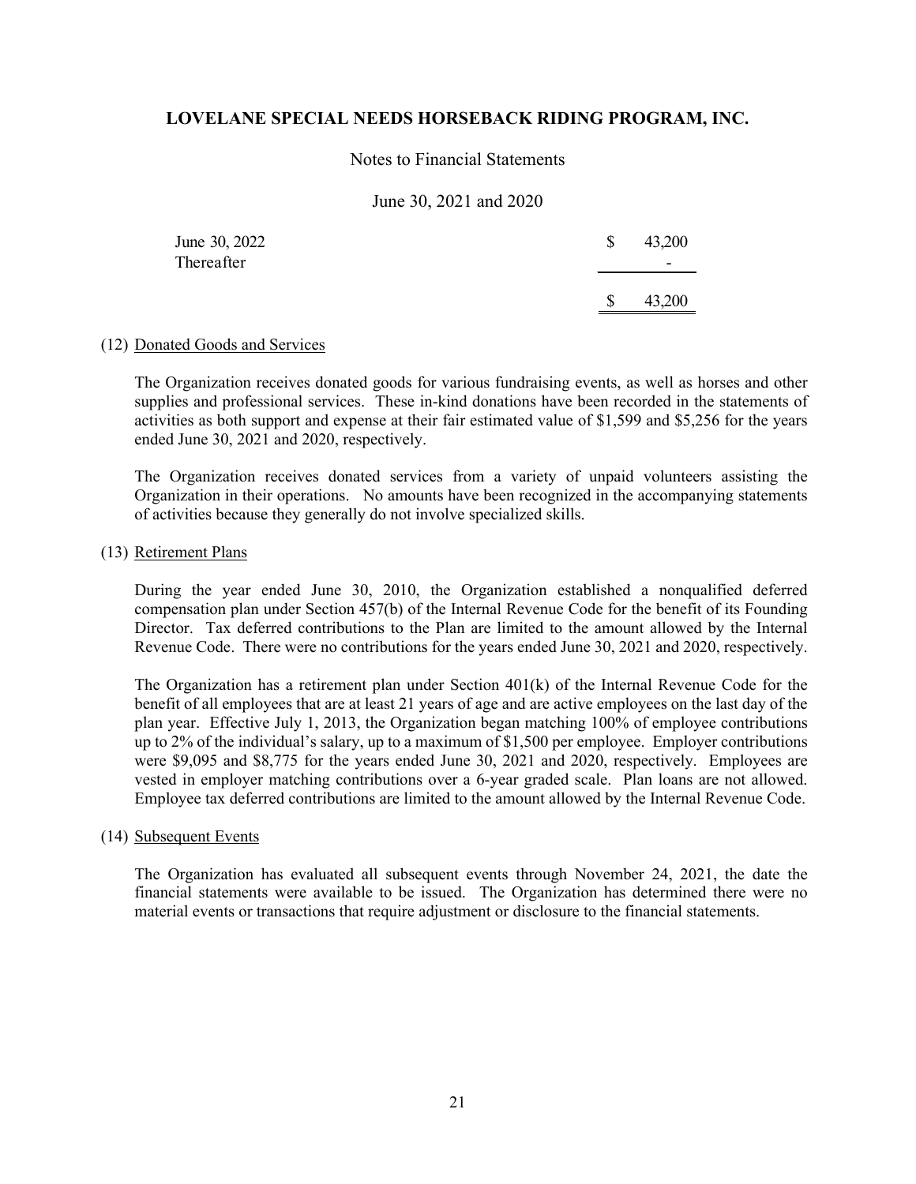| | | |
|---|---|---|
| June 30, 2022 | $ | 43,200 |
| Thereafter | | - |
| | $ | 43,200 |

(12) Donated Goods and Services

The Organization receives donated goods for various fundraising events, as well as horses and other supplies and professional services. These in-kind donations have been recorded in the statements of activities as both support and expense at their fair estimated value of $1,599 and $5,256 for the years ended June 30, 2021 and 2020, respectively.

The Organization receives donated services from a variety of unpaid volunteers assisting the Organization in their operations. No amounts have been recognized in the accompanying statements of activities because they generally do not involve specialized skills.

(13) Retirement Plans

During the year ended June 30, 2010, the Organization established a nonqualified deferred compensation plan under Section 457(b) of the Internal Revenue Code for the benefit of its Founding Director. Tax deferred contributions to the Plan are limited to the amount allowed by the Internal Revenue Code. There were no contributions for the years ended June 30, 2021 and 2020, respectively.

The Organization has a retirement plan under Section 401(k) of the Internal Revenue Code for the benefit of all employees that are at least 21 years of age and are active employees on the last day of the plan year. Effective July 1, 2013, the Organization began matching 100% of employee contributions up to 2% of the individual's salary, up to a maximum of $1,500 per employee. Employer contributions were $9,095 and $8,775 for the years ended June 30, 2021 and 2020, respectively. Employees are vested in employer matching contributions over a 6-year graded scale. Plan loans are not allowed. Employee tax deferred contributions are limited to the amount allowed by the Internal Revenue Code.

(14) Subsequent Events

The Organization has evaluated all subsequent events through November 24, 2021, the date the financial statements were available to be issued. The Organization has determined there were no material events or transactions that require adjustment or disclosure to the financial statements.